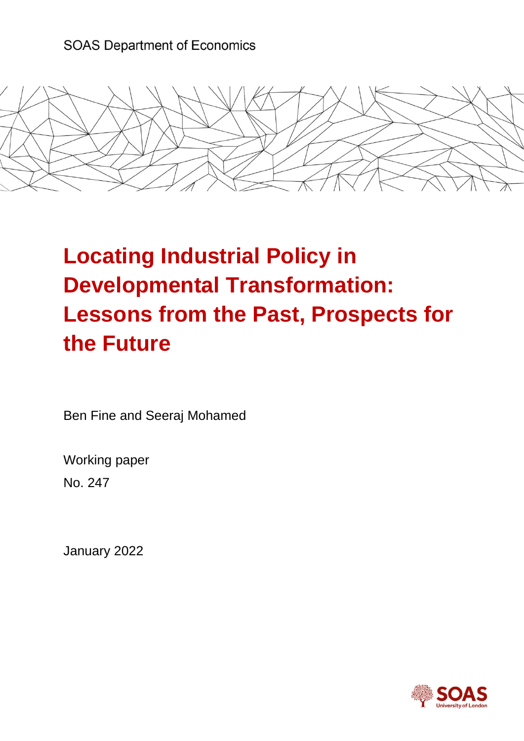SOAS Department of Economics

# Locating Industrial Policy in Developmental Transformation: Lessons from the Past, Prospects for the Future

Ben Fine and Seeraj Mohamed

Working paper

No. 247

January 2022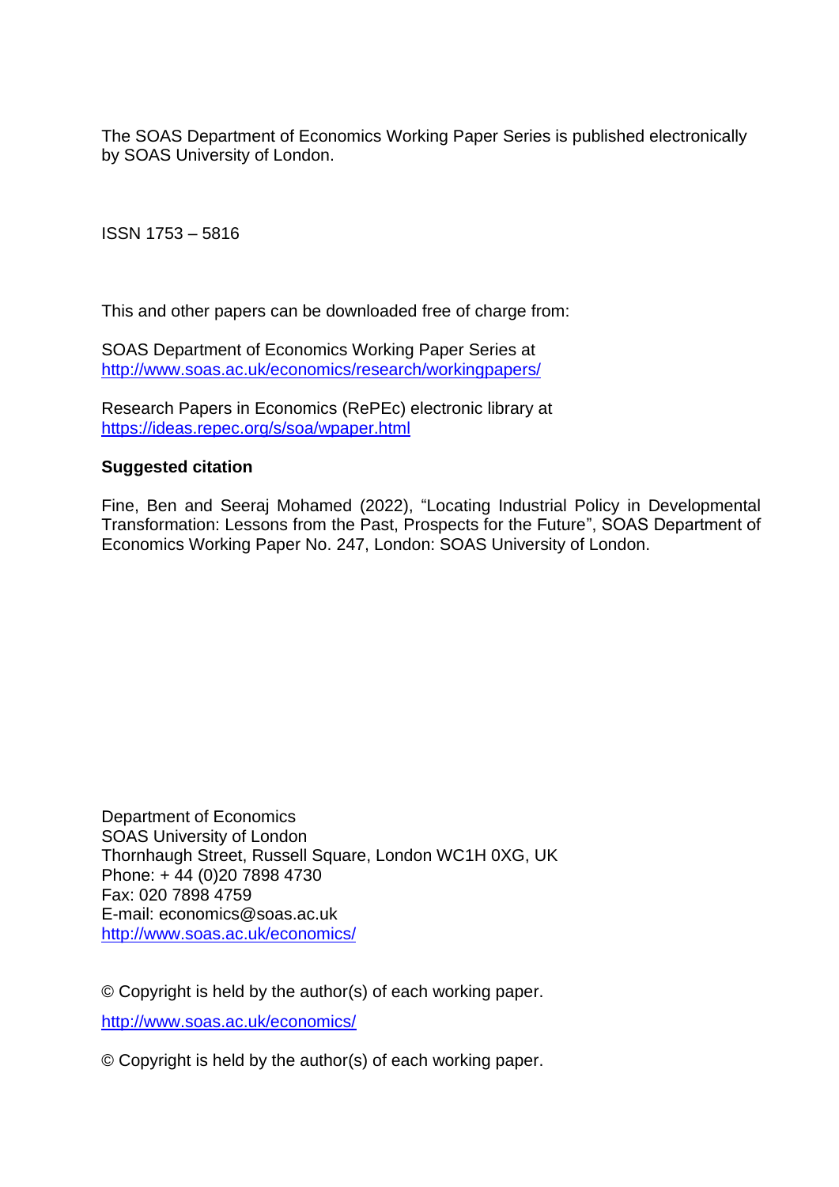The SOAS Department of Economics Working Paper Series is published electronically by SOAS University of London.

ISSN 1753 – 5816

This and other papers can be downloaded free of charge from:

SOAS Department of Economics Working Paper Series at
http://www.soas.ac.uk/economics/research/workingpapers/

Research Papers in Economics (RePEc) electronic library at
https://ideas.repec.org/s/soa/wpaper.html

**Suggested citation**

Fine, Ben and Seeraj Mohamed (2022), "Locating Industrial Policy in Developmental Transformation: Lessons from the Past, Prospects for the Future", SOAS Department of Economics Working Paper No. 247, London: SOAS University of London.

Department of Economics
SOAS University of London
Thornhaugh Street, Russell Square, London WC1H 0XG, UK
Phone: + 44 (0)20 7898 4730
Fax: 020 7898 4759
E-mail: economics@soas.ac.uk
http://www.soas.ac.uk/economics/

© Copyright is held by the author(s) of each working paper.

http://www.soas.ac.uk/economics/

© Copyright is held by the author(s) of each working paper.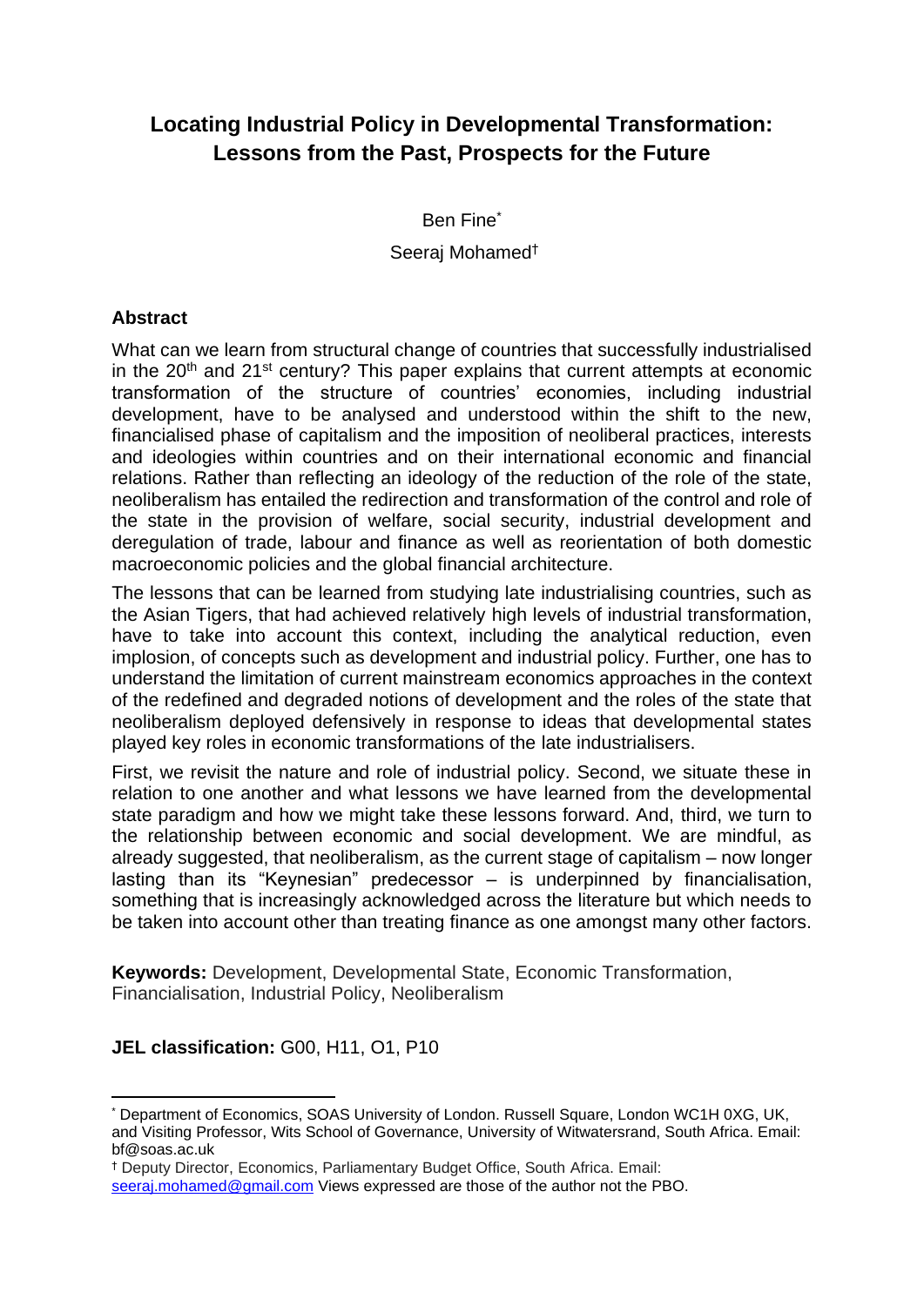# Locating Industrial Policy in Developmental Transformation: Lessons from the Past, Prospects for the Future

Ben Fine*

Seeraj Mohamed†

## Abstract

What can we learn from structural change of countries that successfully industrialised in the 20th and 21st century? This paper explains that current attempts at economic transformation of the structure of countries' economies, including industrial development, have to be analysed and understood within the shift to the new, financialised phase of capitalism and the imposition of neoliberal practices, interests and ideologies within countries and on their international economic and financial relations. Rather than reflecting an ideology of the reduction of the role of the state, neoliberalism has entailed the redirection and transformation of the control and role of the state in the provision of welfare, social security, industrial development and deregulation of trade, labour and finance as well as reorientation of both domestic macroeconomic policies and the global financial architecture.

The lessons that can be learned from studying late industrialising countries, such as the Asian Tigers, that had achieved relatively high levels of industrial transformation, have to take into account this context, including the analytical reduction, even implosion, of concepts such as development and industrial policy. Further, one has to understand the limitation of current mainstream economics approaches in the context of the redefined and degraded notions of development and the roles of the state that neoliberalism deployed defensively in response to ideas that developmental states played key roles in economic transformations of the late industrialisers.

First, we revisit the nature and role of industrial policy. Second, we situate these in relation to one another and what lessons we have learned from the developmental state paradigm and how we might take these lessons forward. And, third, we turn to the relationship between economic and social development. We are mindful, as already suggested, that neoliberalism, as the current stage of capitalism – now longer lasting than its "Keynesian" predecessor – is underpinned by financialisation, something that is increasingly acknowledged across the literature but which needs to be taken into account other than treating finance as one amongst many other factors.

**Keywords:** Development, Developmental State, Economic Transformation, Financialisation, Industrial Policy, Neoliberalism

**JEL classification:** G00, H11, O1, P10

---

* Department of Economics, SOAS University of London. Russell Square, London WC1H 0XG, UK, and Visiting Professor, Wits School of Governance, University of Witwatersrand, South Africa. Email: bf@soas.ac.uk

† Deputy Director, Economics, Parliamentary Budget Office, South Africa. Email: seeraj.mohamed@gmail.com Views expressed are those of the author not the PBO.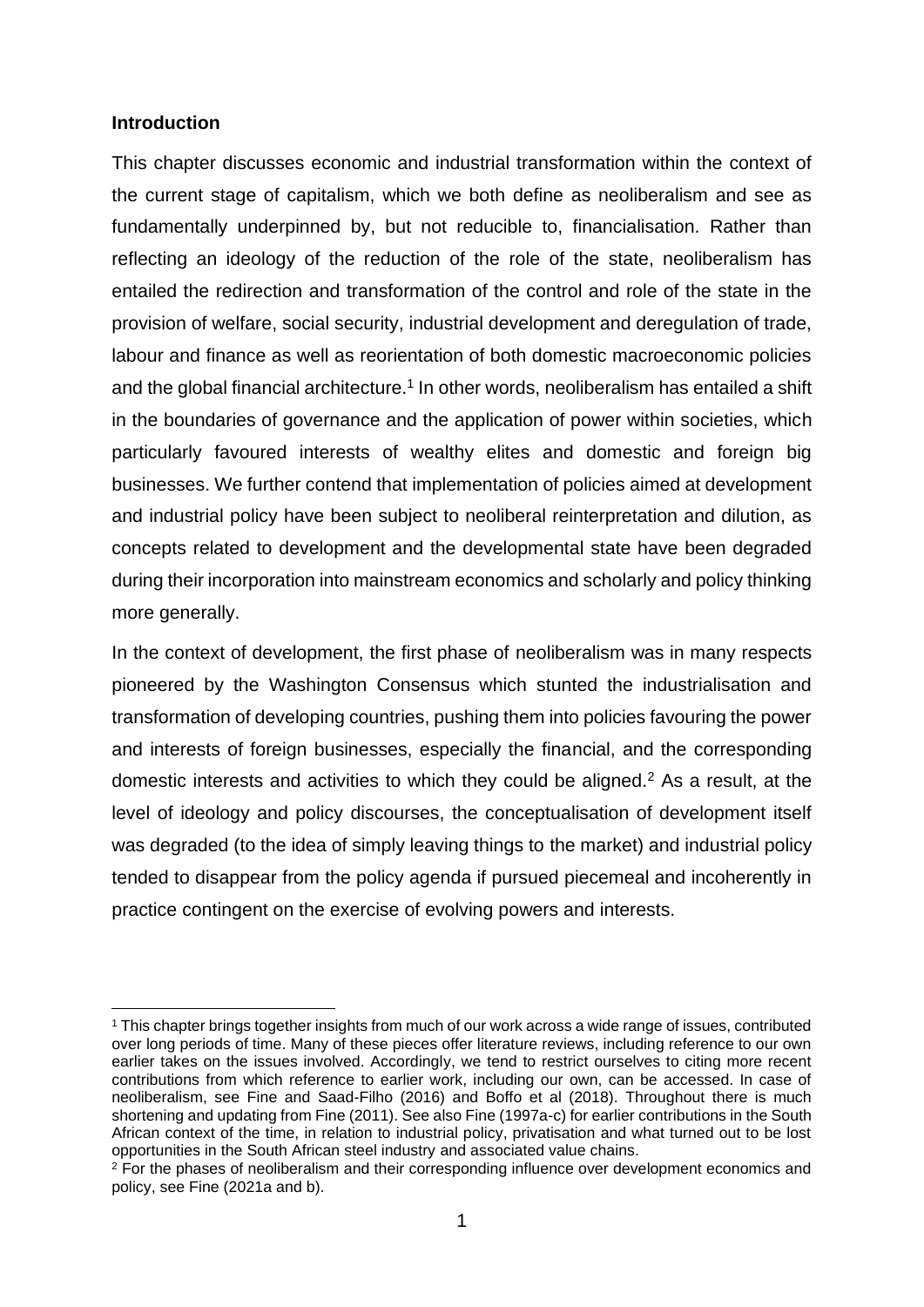## Introduction

This chapter discusses economic and industrial transformation within the context of the current stage of capitalism, which we both define as neoliberalism and see as fundamentally underpinned by, but not reducible to, financialisation. Rather than reflecting an ideology of the reduction of the role of the state, neoliberalism has entailed the redirection and transformation of the control and role of the state in the provision of welfare, social security, industrial development and deregulation of trade, labour and finance as well as reorientation of both domestic macroeconomic policies and the global financial architecture.[1] In other words, neoliberalism has entailed a shift in the boundaries of governance and the application of power within societies, which particularly favoured interests of wealthy elites and domestic and foreign big businesses. We further contend that implementation of policies aimed at development and industrial policy have been subject to neoliberal reinterpretation and dilution, as concepts related to development and the developmental state have been degraded during their incorporation into mainstream economics and scholarly and policy thinking more generally.

In the context of development, the first phase of neoliberalism was in many respects pioneered by the Washington Consensus which stunted the industrialisation and transformation of developing countries, pushing them into policies favouring the power and interests of foreign businesses, especially the financial, and the corresponding domestic interests and activities to which they could be aligned.[2] As a result, at the level of ideology and policy discourses, the conceptualisation of development itself was degraded (to the idea of simply leaving things to the market) and industrial policy tended to disappear from the policy agenda if pursued piecemeal and incoherently in practice contingent on the exercise of evolving powers and interests.

[1] This chapter brings together insights from much of our work across a wide range of issues, contributed over long periods of time. Many of these pieces offer literature reviews, including reference to our own earlier takes on the issues involved. Accordingly, we tend to restrict ourselves to citing more recent contributions from which reference to earlier work, including our own, can be accessed. In case of neoliberalism, see Fine and Saad-Filho (2016) and Boffo et al (2018). Throughout there is much shortening and updating from Fine (2011). See also Fine (1997a-c) for earlier contributions in the South African context of the time, in relation to industrial policy, privatisation and what turned out to be lost opportunities in the South African steel industry and associated value chains.

[2] For the phases of neoliberalism and their corresponding influence over development economics and policy, see Fine (2021a and b).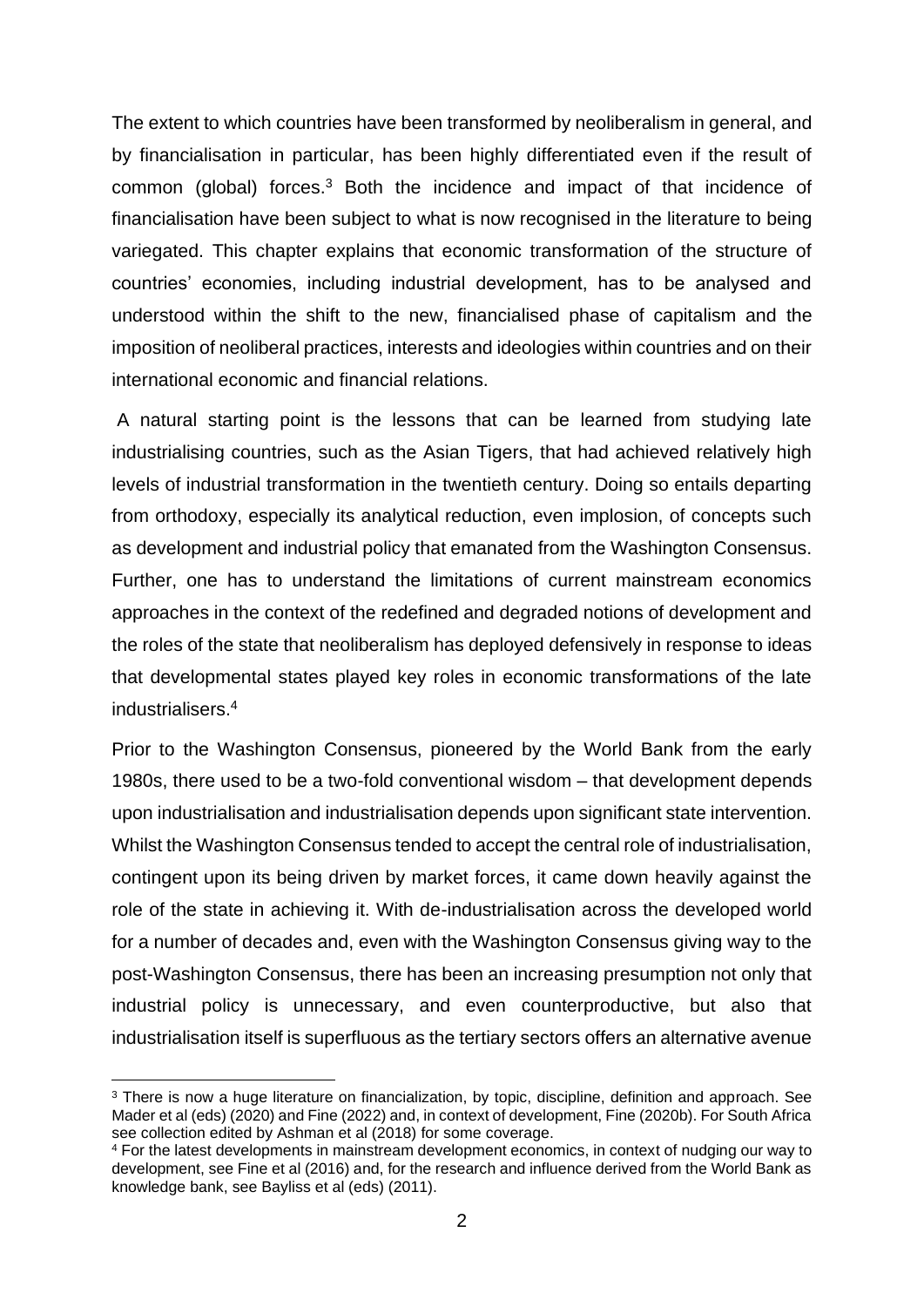The extent to which countries have been transformed by neoliberalism in general, and by financialisation in particular, has been highly differentiated even if the result of common (global) forces.[3] Both the incidence and impact of that incidence of financialisation have been subject to what is now recognised in the literature to being variegated. This chapter explains that economic transformation of the structure of countries' economies, including industrial development, has to be analysed and understood within the shift to the new, financialised phase of capitalism and the imposition of neoliberal practices, interests and ideologies within countries and on their international economic and financial relations.

A natural starting point is the lessons that can be learned from studying late industrialising countries, such as the Asian Tigers, that had achieved relatively high levels of industrial transformation in the twentieth century. Doing so entails departing from orthodoxy, especially its analytical reduction, even implosion, of concepts such as development and industrial policy that emanated from the Washington Consensus. Further, one has to understand the limitations of current mainstream economics approaches in the context of the redefined and degraded notions of development and the roles of the state that neoliberalism has deployed defensively in response to ideas that developmental states played key roles in economic transformations of the late industrialisers.[4]

Prior to the Washington Consensus, pioneered by the World Bank from the early 1980s, there used to be a two-fold conventional wisdom – that development depends upon industrialisation and industrialisation depends upon significant state intervention. Whilst the Washington Consensus tended to accept the central role of industrialisation, contingent upon its being driven by market forces, it came down heavily against the role of the state in achieving it. With de-industrialisation across the developed world for a number of decades and, even with the Washington Consensus giving way to the post-Washington Consensus, there has been an increasing presumption not only that industrial policy is unnecessary, and even counterproductive, but also that industrialisation itself is superfluous as the tertiary sectors offers an alternative avenue

[3] There is now a huge literature on financialization, by topic, discipline, definition and approach. See Mader et al (eds) (2020) and Fine (2022) and, in context of development, Fine (2020b). For South Africa see collection edited by Ashman et al (2018) for some coverage.

[4] For the latest developments in mainstream development economics, in context of nudging our way to development, see Fine et al (2016) and, for the research and influence derived from the World Bank as knowledge bank, see Bayliss et al (eds) (2011).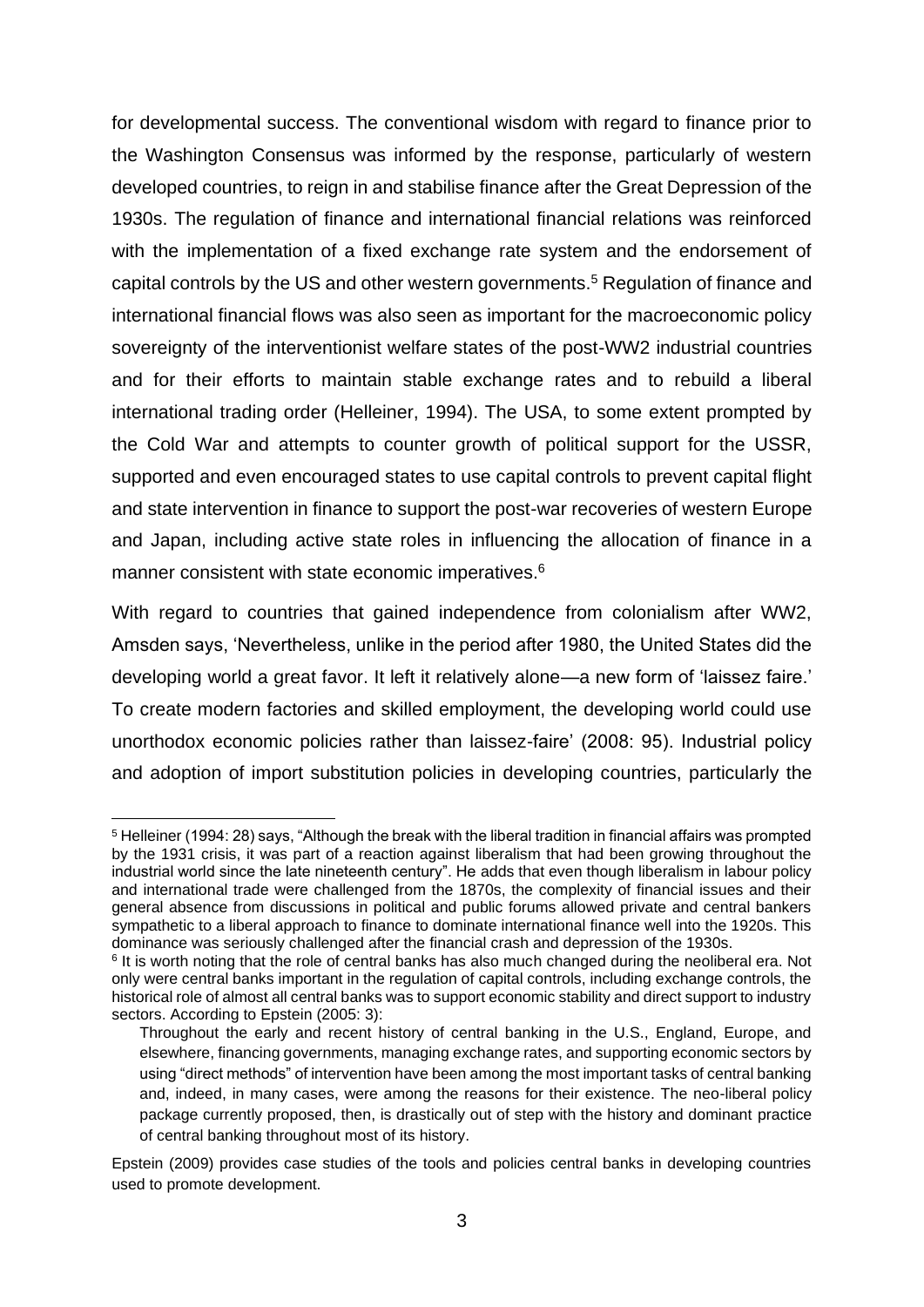for developmental success. The conventional wisdom with regard to finance prior to the Washington Consensus was informed by the response, particularly of western developed countries, to reign in and stabilise finance after the Great Depression of the 1930s. The regulation of finance and international financial relations was reinforced with the implementation of a fixed exchange rate system and the endorsement of capital controls by the US and other western governments.[5] Regulation of finance and international financial flows was also seen as important for the macroeconomic policy sovereignty of the interventionist welfare states of the post-WW2 industrial countries and for their efforts to maintain stable exchange rates and to rebuild a liberal international trading order (Helleiner, 1994). The USA, to some extent prompted by the Cold War and attempts to counter growth of political support for the USSR, supported and even encouraged states to use capital controls to prevent capital flight and state intervention in finance to support the post-war recoveries of western Europe and Japan, including active state roles in influencing the allocation of finance in a manner consistent with state economic imperatives.[6]

With regard to countries that gained independence from colonialism after WW2, Amsden says, 'Nevertheless, unlike in the period after 1980, the United States did the developing world a great favor. It left it relatively alone—a new form of 'laissez faire.' To create modern factories and skilled employment, the developing world could use unorthodox economic policies rather than laissez-faire' (2008: 95). Industrial policy and adoption of import substitution policies in developing countries, particularly the

---

[5] Helleiner (1994: 28) says, "Although the break with the liberal tradition in financial affairs was prompted by the 1931 crisis, it was part of a reaction against liberalism that had been growing throughout the industrial world since the late nineteenth century". He adds that even though liberalism in labour policy and international trade were challenged from the 1870s, the complexity of financial issues and their general absence from discussions in political and public forums allowed private and central bankers sympathetic to a liberal approach to finance to dominate international finance well into the 1920s. This dominance was seriously challenged after the financial crash and depression of the 1930s.

[6] It is worth noting that the role of central banks has also much changed during the neoliberal era. Not only were central banks important in the regulation of capital controls, including exchange controls, the historical role of almost all central banks was to support economic stability and direct support to industry sectors. According to Epstein (2005: 3):

> Throughout the early and recent history of central banking in the U.S., England, Europe, and elsewhere, financing governments, managing exchange rates, and supporting economic sectors by using "direct methods" of intervention have been among the most important tasks of central banking and, indeed, in many cases, were among the reasons for their existence. The neo-liberal policy package currently proposed, then, is drastically out of step with the history and dominant practice of central banking throughout most of its history.

Epstein (2009) provides case studies of the tools and policies central banks in developing countries used to promote development.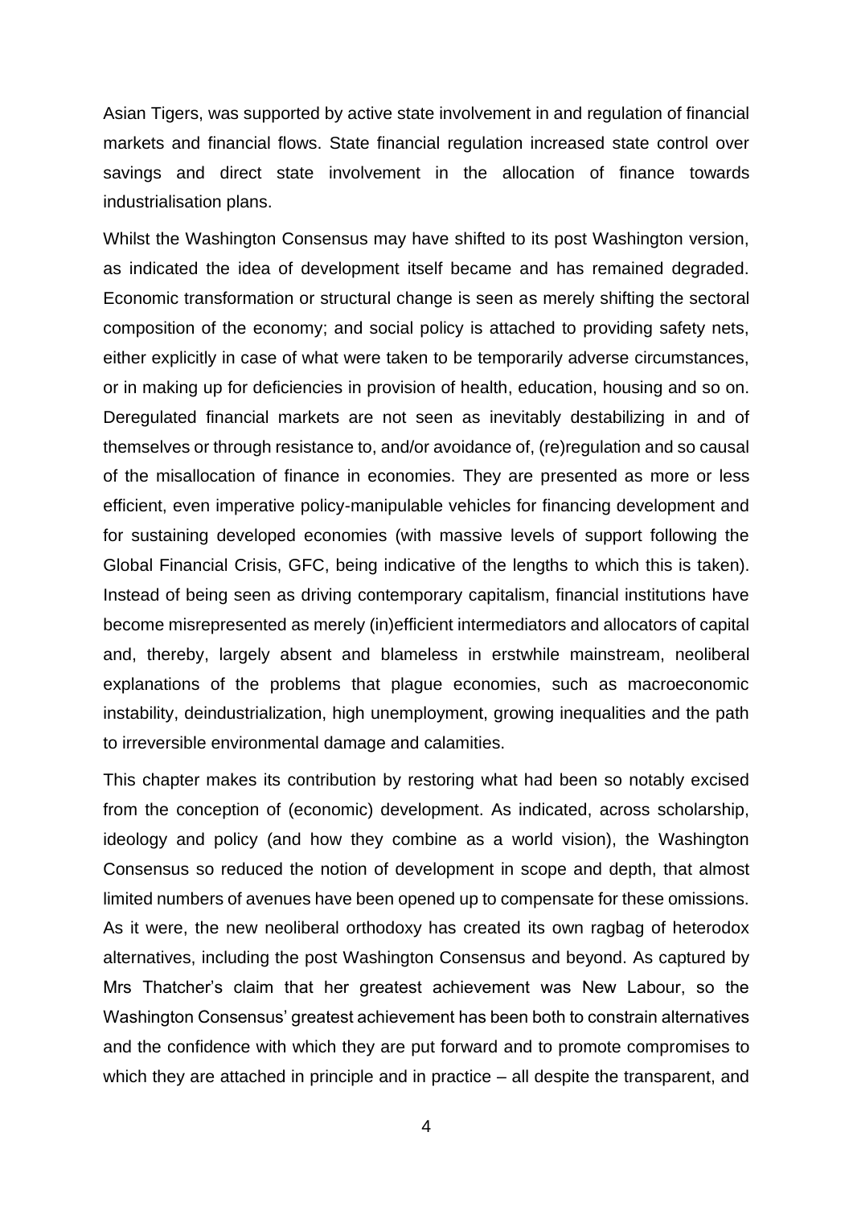Asian Tigers, was supported by active state involvement in and regulation of financial markets and financial flows. State financial regulation increased state control over savings and direct state involvement in the allocation of finance towards industrialisation plans.

Whilst the Washington Consensus may have shifted to its post Washington version, as indicated the idea of development itself became and has remained degraded. Economic transformation or structural change is seen as merely shifting the sectoral composition of the economy; and social policy is attached to providing safety nets, either explicitly in case of what were taken to be temporarily adverse circumstances, or in making up for deficiencies in provision of health, education, housing and so on. Deregulated financial markets are not seen as inevitably destabilizing in and of themselves or through resistance to, and/or avoidance of, (re)regulation and so causal of the misallocation of finance in economies. They are presented as more or less efficient, even imperative policy-manipulable vehicles for financing development and for sustaining developed economies (with massive levels of support following the Global Financial Crisis, GFC, being indicative of the lengths to which this is taken). Instead of being seen as driving contemporary capitalism, financial institutions have become misrepresented as merely (in)efficient intermediators and allocators of capital and, thereby, largely absent and blameless in erstwhile mainstream, neoliberal explanations of the problems that plague economies, such as macroeconomic instability, deindustrialization, high unemployment, growing inequalities and the path to irreversible environmental damage and calamities.

This chapter makes its contribution by restoring what had been so notably excised from the conception of (economic) development. As indicated, across scholarship, ideology and policy (and how they combine as a world vision), the Washington Consensus so reduced the notion of development in scope and depth, that almost limited numbers of avenues have been opened up to compensate for these omissions. As it were, the new neoliberal orthodoxy has created its own ragbag of heterodox alternatives, including the post Washington Consensus and beyond. As captured by Mrs Thatcher's claim that her greatest achievement was New Labour, so the Washington Consensus' greatest achievement has been both to constrain alternatives and the confidence with which they are put forward and to promote compromises to which they are attached in principle and in practice – all despite the transparent, and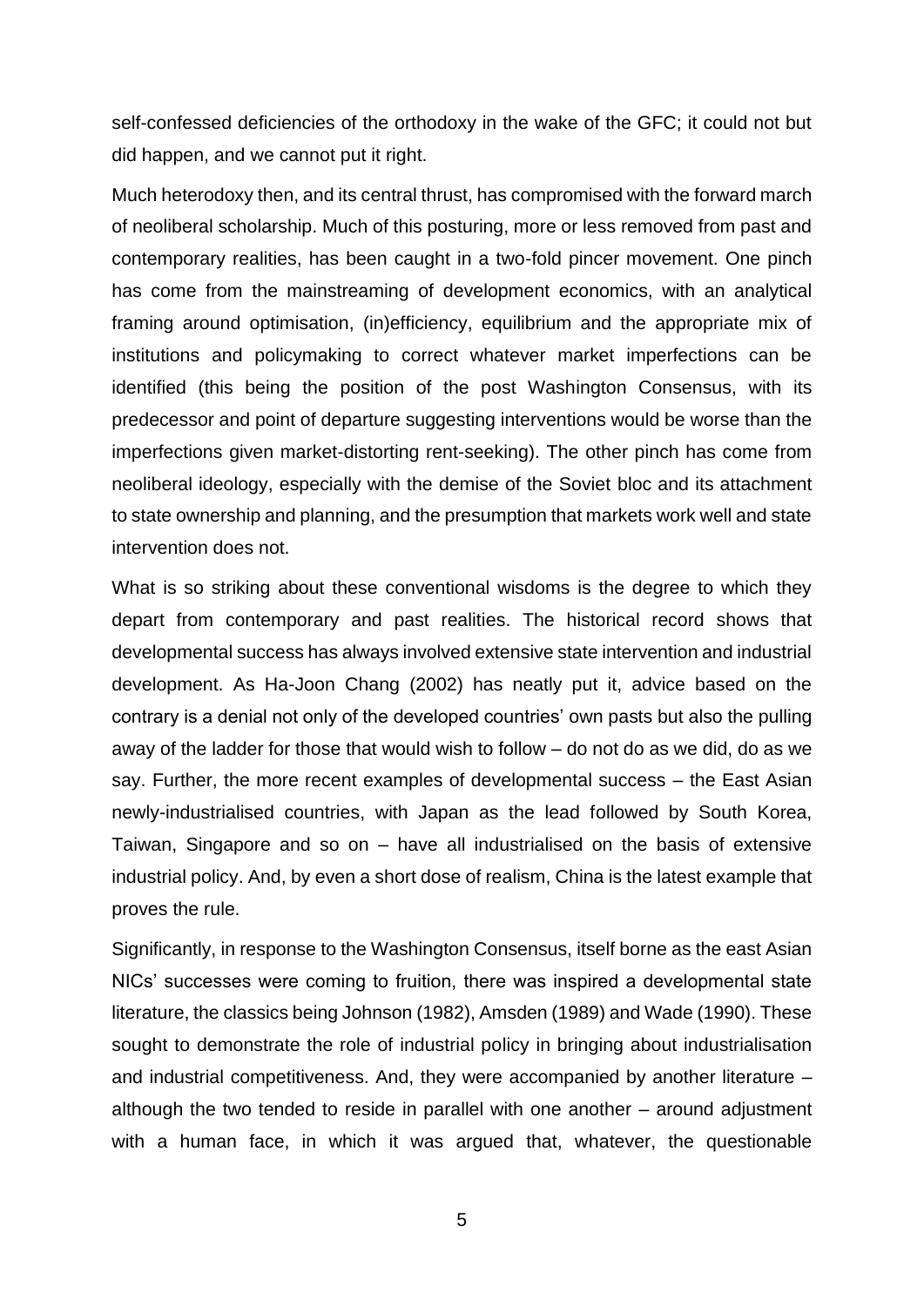self-confessed deficiencies of the orthodoxy in the wake of the GFC; it could not but did happen, and we cannot put it right.

Much heterodoxy then, and its central thrust, has compromised with the forward march of neoliberal scholarship. Much of this posturing, more or less removed from past and contemporary realities, has been caught in a two-fold pincer movement. One pinch has come from the mainstreaming of development economics, with an analytical framing around optimisation, (in)efficiency, equilibrium and the appropriate mix of institutions and policymaking to correct whatever market imperfections can be identified (this being the position of the post Washington Consensus, with its predecessor and point of departure suggesting interventions would be worse than the imperfections given market-distorting rent-seeking). The other pinch has come from neoliberal ideology, especially with the demise of the Soviet bloc and its attachment to state ownership and planning, and the presumption that markets work well and state intervention does not.

What is so striking about these conventional wisdoms is the degree to which they depart from contemporary and past realities. The historical record shows that developmental success has always involved extensive state intervention and industrial development. As Ha-Joon Chang (2002) has neatly put it, advice based on the contrary is a denial not only of the developed countries' own pasts but also the pulling away of the ladder for those that would wish to follow – do not do as we did, do as we say. Further, the more recent examples of developmental success – the East Asian newly-industrialised countries, with Japan as the lead followed by South Korea, Taiwan, Singapore and so on – have all industrialised on the basis of extensive industrial policy. And, by even a short dose of realism, China is the latest example that proves the rule.

Significantly, in response to the Washington Consensus, itself borne as the east Asian NICs' successes were coming to fruition, there was inspired a developmental state literature, the classics being Johnson (1982), Amsden (1989) and Wade (1990). These sought to demonstrate the role of industrial policy in bringing about industrialisation and industrial competitiveness. And, they were accompanied by another literature – although the two tended to reside in parallel with one another – around adjustment with a human face, in which it was argued that, whatever, the questionable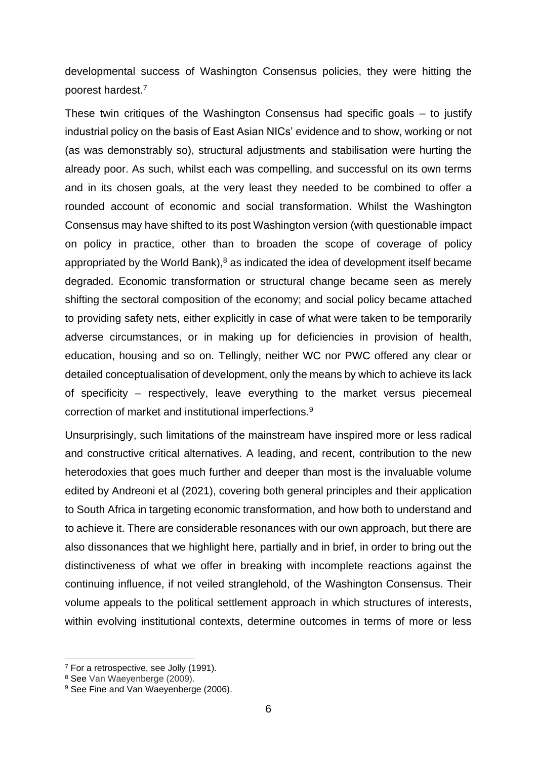developmental success of Washington Consensus policies, they were hitting the poorest hardest.[7]

These twin critiques of the Washington Consensus had specific goals – to justify industrial policy on the basis of East Asian NICs' evidence and to show, working or not (as was demonstrably so), structural adjustments and stabilisation were hurting the already poor. As such, whilst each was compelling, and successful on its own terms and in its chosen goals, at the very least they needed to be combined to offer a rounded account of economic and social transformation. Whilst the Washington Consensus may have shifted to its post Washington version (with questionable impact on policy in practice, other than to broaden the scope of coverage of policy appropriated by the World Bank),[8] as indicated the idea of development itself became degraded. Economic transformation or structural change became seen as merely shifting the sectoral composition of the economy; and social policy became attached to providing safety nets, either explicitly in case of what were taken to be temporarily adverse circumstances, or in making up for deficiencies in provision of health, education, housing and so on. Tellingly, neither WC nor PWC offered any clear or detailed conceptualisation of development, only the means by which to achieve its lack of specificity – respectively, leave everything to the market versus piecemeal correction of market and institutional imperfections.[9]

Unsurprisingly, such limitations of the mainstream have inspired more or less radical and constructive critical alternatives. A leading, and recent, contribution to the new heterodoxies that goes much further and deeper than most is the invaluable volume edited by Andreoni et al (2021), covering both general principles and their application to South Africa in targeting economic transformation, and how both to understand and to achieve it. There are considerable resonances with our own approach, but there are also dissonances that we highlight here, partially and in brief, in order to bring out the distinctiveness of what we offer in breaking with incomplete reactions against the continuing influence, if not veiled stranglehold, of the Washington Consensus. Their volume appeals to the political settlement approach in which structures of interests, within evolving institutional contexts, determine outcomes in terms of more or less

[7] For a retrospective, see Jolly (1991).

[8] See Van Waeyenberge (2009).

[9] See Fine and Van Waeyenberge (2006).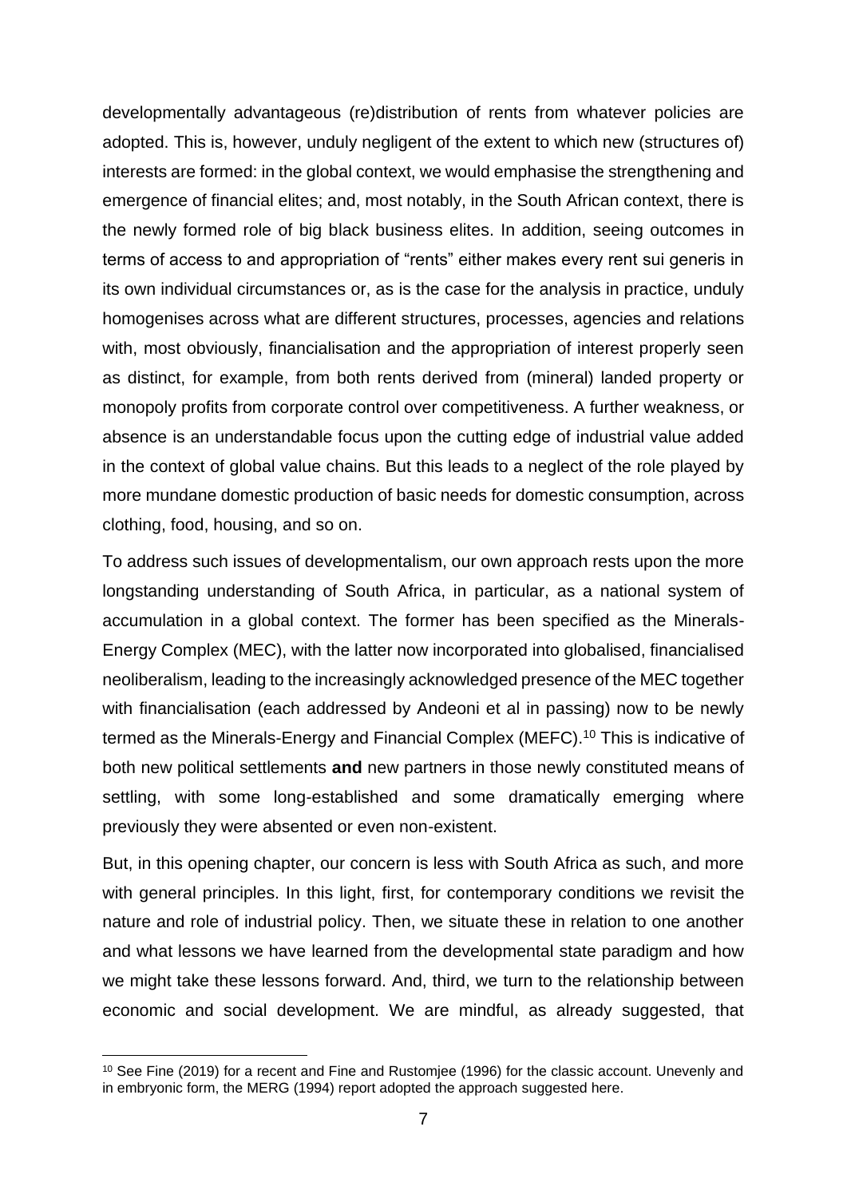developmentally advantageous (re)distribution of rents from whatever policies are adopted. This is, however, unduly negligent of the extent to which new (structures of) interests are formed: in the global context, we would emphasise the strengthening and emergence of financial elites; and, most notably, in the South African context, there is the newly formed role of big black business elites. In addition, seeing outcomes in terms of access to and appropriation of "rents" either makes every rent sui generis in its own individual circumstances or, as is the case for the analysis in practice, unduly homogenises across what are different structures, processes, agencies and relations with, most obviously, financialisation and the appropriation of interest properly seen as distinct, for example, from both rents derived from (mineral) landed property or monopoly profits from corporate control over competitiveness. A further weakness, or absence is an understandable focus upon the cutting edge of industrial value added in the context of global value chains. But this leads to a neglect of the role played by more mundane domestic production of basic needs for domestic consumption, across clothing, food, housing, and so on.

To address such issues of developmentalism, our own approach rests upon the more longstanding understanding of South Africa, in particular, as a national system of accumulation in a global context. The former has been specified as the Minerals-Energy Complex (MEC), with the latter now incorporated into globalised, financialised neoliberalism, leading to the increasingly acknowledged presence of the MEC together with financialisation (each addressed by Andeoni et al in passing) now to be newly termed as the Minerals-Energy and Financial Complex (MEFC).[10] This is indicative of both new political settlements **and** new partners in those newly constituted means of settling, with some long-established and some dramatically emerging where previously they were absented or even non-existent.

But, in this opening chapter, our concern is less with South Africa as such, and more with general principles. In this light, first, for contemporary conditions we revisit the nature and role of industrial policy. Then, we situate these in relation to one another and what lessons we have learned from the developmental state paradigm and how we might take these lessons forward. And, third, we turn to the relationship between economic and social development. We are mindful, as already suggested, that

[10] See Fine (2019) for a recent and Fine and Rustomjee (1996) for the classic account. Unevenly and in embryonic form, the MERG (1994) report adopted the approach suggested here.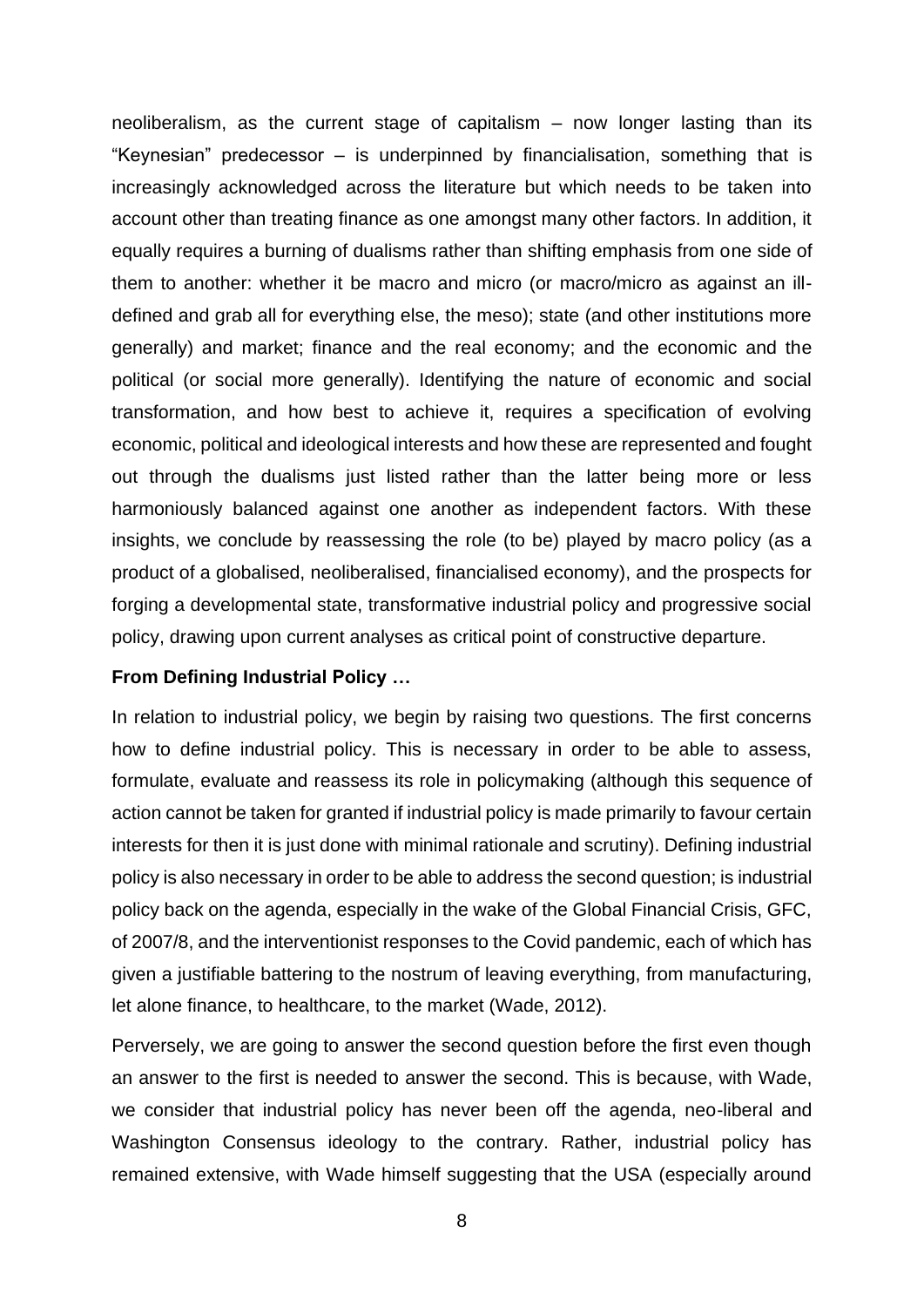neoliberalism, as the current stage of capitalism – now longer lasting than its "Keynesian" predecessor – is underpinned by financialisation, something that is increasingly acknowledged across the literature but which needs to be taken into account other than treating finance as one amongst many other factors. In addition, it equally requires a burning of dualisms rather than shifting emphasis from one side of them to another: whether it be macro and micro (or macro/micro as against an ill-defined and grab all for everything else, the meso); state (and other institutions more generally) and market; finance and the real economy; and the economic and the political (or social more generally). Identifying the nature of economic and social transformation, and how best to achieve it, requires a specification of evolving economic, political and ideological interests and how these are represented and fought out through the dualisms just listed rather than the latter being more or less harmoniously balanced against one another as independent factors. With these insights, we conclude by reassessing the role (to be) played by macro policy (as a product of a globalised, neoliberalised, financialised economy), and the prospects for forging a developmental state, transformative industrial policy and progressive social policy, drawing upon current analyses as critical point of constructive departure.

### From Defining Industrial Policy …

In relation to industrial policy, we begin by raising two questions. The first concerns how to define industrial policy. This is necessary in order to be able to assess, formulate, evaluate and reassess its role in policymaking (although this sequence of action cannot be taken for granted if industrial policy is made primarily to favour certain interests for then it is just done with minimal rationale and scrutiny). Defining industrial policy is also necessary in order to be able to address the second question; is industrial policy back on the agenda, especially in the wake of the Global Financial Crisis, GFC, of 2007/8, and the interventionist responses to the Covid pandemic, each of which has given a justifiable battering to the nostrum of leaving everything, from manufacturing, let alone finance, to healthcare, to the market (Wade, 2012).

Perversely, we are going to answer the second question before the first even though an answer to the first is needed to answer the second. This is because, with Wade, we consider that industrial policy has never been off the agenda, neo-liberal and Washington Consensus ideology to the contrary. Rather, industrial policy has remained extensive, with Wade himself suggesting that the USA (especially around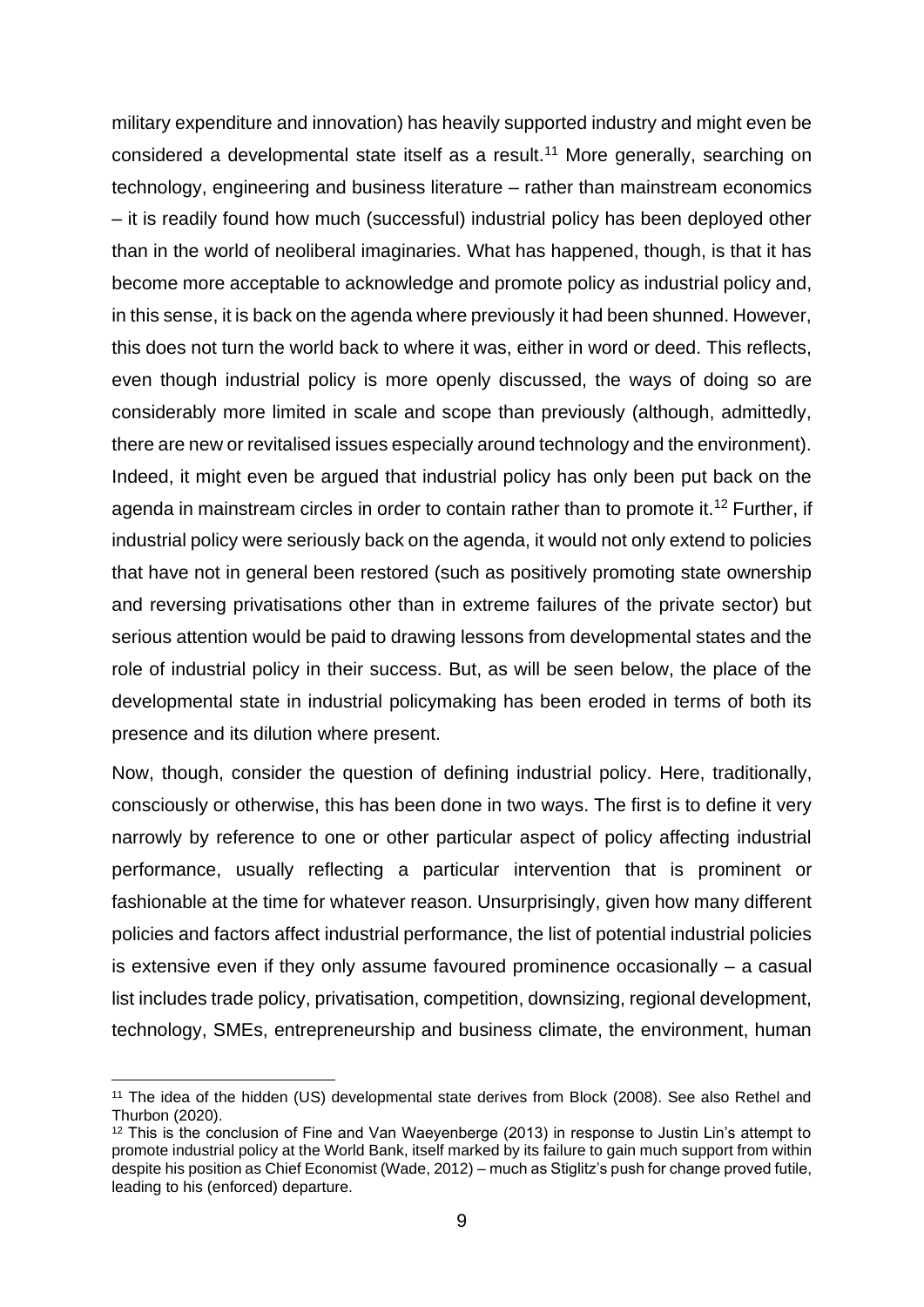military expenditure and innovation) has heavily supported industry and might even be considered a developmental state itself as a result.[11] More generally, searching on technology, engineering and business literature – rather than mainstream economics – it is readily found how much (successful) industrial policy has been deployed other than in the world of neoliberal imaginaries. What has happened, though, is that it has become more acceptable to acknowledge and promote policy as industrial policy and, in this sense, it is back on the agenda where previously it had been shunned. However, this does not turn the world back to where it was, either in word or deed. This reflects, even though industrial policy is more openly discussed, the ways of doing so are considerably more limited in scale and scope than previously (although, admittedly, there are new or revitalised issues especially around technology and the environment). Indeed, it might even be argued that industrial policy has only been put back on the agenda in mainstream circles in order to contain rather than to promote it.[12] Further, if industrial policy were seriously back on the agenda, it would not only extend to policies that have not in general been restored (such as positively promoting state ownership and reversing privatisations other than in extreme failures of the private sector) but serious attention would be paid to drawing lessons from developmental states and the role of industrial policy in their success. But, as will be seen below, the place of the developmental state in industrial policymaking has been eroded in terms of both its presence and its dilution where present.

Now, though, consider the question of defining industrial policy. Here, traditionally, consciously or otherwise, this has been done in two ways. The first is to define it very narrowly by reference to one or other particular aspect of policy affecting industrial performance, usually reflecting a particular intervention that is prominent or fashionable at the time for whatever reason. Unsurprisingly, given how many different policies and factors affect industrial performance, the list of potential industrial policies is extensive even if they only assume favoured prominence occasionally – a casual list includes trade policy, privatisation, competition, downsizing, regional development, technology, SMEs, entrepreneurship and business climate, the environment, human

---

[11] The idea of the hidden (US) developmental state derives from Block (2008). See also Rethel and Thurbon (2020).

[12] This is the conclusion of Fine and Van Waeyenberge (2013) in response to Justin Lin's attempt to promote industrial policy at the World Bank, itself marked by its failure to gain much support from within despite his position as Chief Economist (Wade, 2012) – much as Stiglitz's push for change proved futile, leading to his (enforced) departure.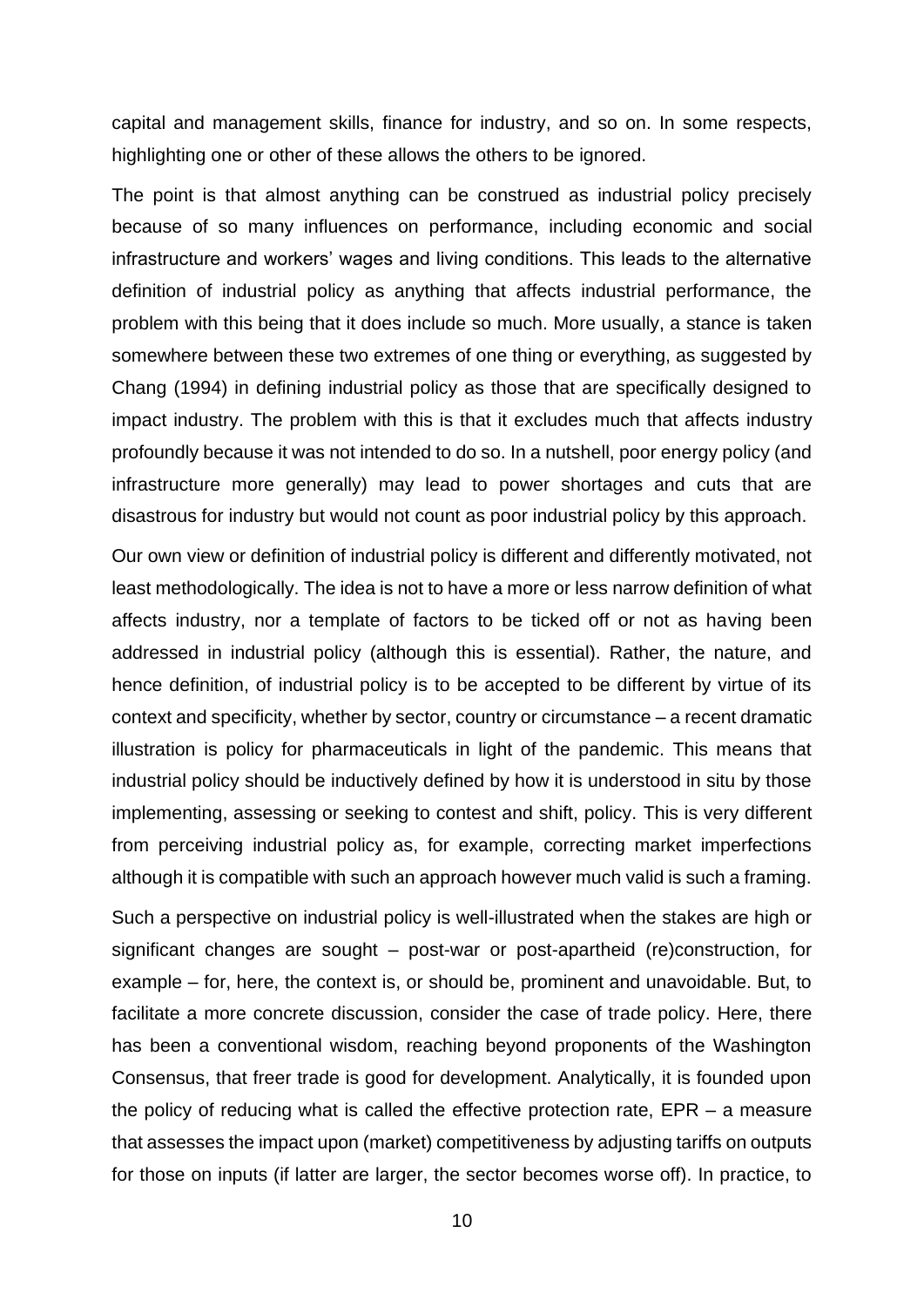capital and management skills, finance for industry, and so on. In some respects, highlighting one or other of these allows the others to be ignored.

The point is that almost anything can be construed as industrial policy precisely because of so many influences on performance, including economic and social infrastructure and workers' wages and living conditions. This leads to the alternative definition of industrial policy as anything that affects industrial performance, the problem with this being that it does include so much. More usually, a stance is taken somewhere between these two extremes of one thing or everything, as suggested by Chang (1994) in defining industrial policy as those that are specifically designed to impact industry. The problem with this is that it excludes much that affects industry profoundly because it was not intended to do so. In a nutshell, poor energy policy (and infrastructure more generally) may lead to power shortages and cuts that are disastrous for industry but would not count as poor industrial policy by this approach.

Our own view or definition of industrial policy is different and differently motivated, not least methodologically. The idea is not to have a more or less narrow definition of what affects industry, nor a template of factors to be ticked off or not as having been addressed in industrial policy (although this is essential). Rather, the nature, and hence definition, of industrial policy is to be accepted to be different by virtue of its context and specificity, whether by sector, country or circumstance – a recent dramatic illustration is policy for pharmaceuticals in light of the pandemic. This means that industrial policy should be inductively defined by how it is understood in situ by those implementing, assessing or seeking to contest and shift, policy. This is very different from perceiving industrial policy as, for example, correcting market imperfections although it is compatible with such an approach however much valid is such a framing.

Such a perspective on industrial policy is well-illustrated when the stakes are high or significant changes are sought – post-war or post-apartheid (re)construction, for example – for, here, the context is, or should be, prominent and unavoidable. But, to facilitate a more concrete discussion, consider the case of trade policy. Here, there has been a conventional wisdom, reaching beyond proponents of the Washington Consensus, that freer trade is good for development. Analytically, it is founded upon the policy of reducing what is called the effective protection rate, EPR – a measure that assesses the impact upon (market) competitiveness by adjusting tariffs on outputs for those on inputs (if latter are larger, the sector becomes worse off). In practice, to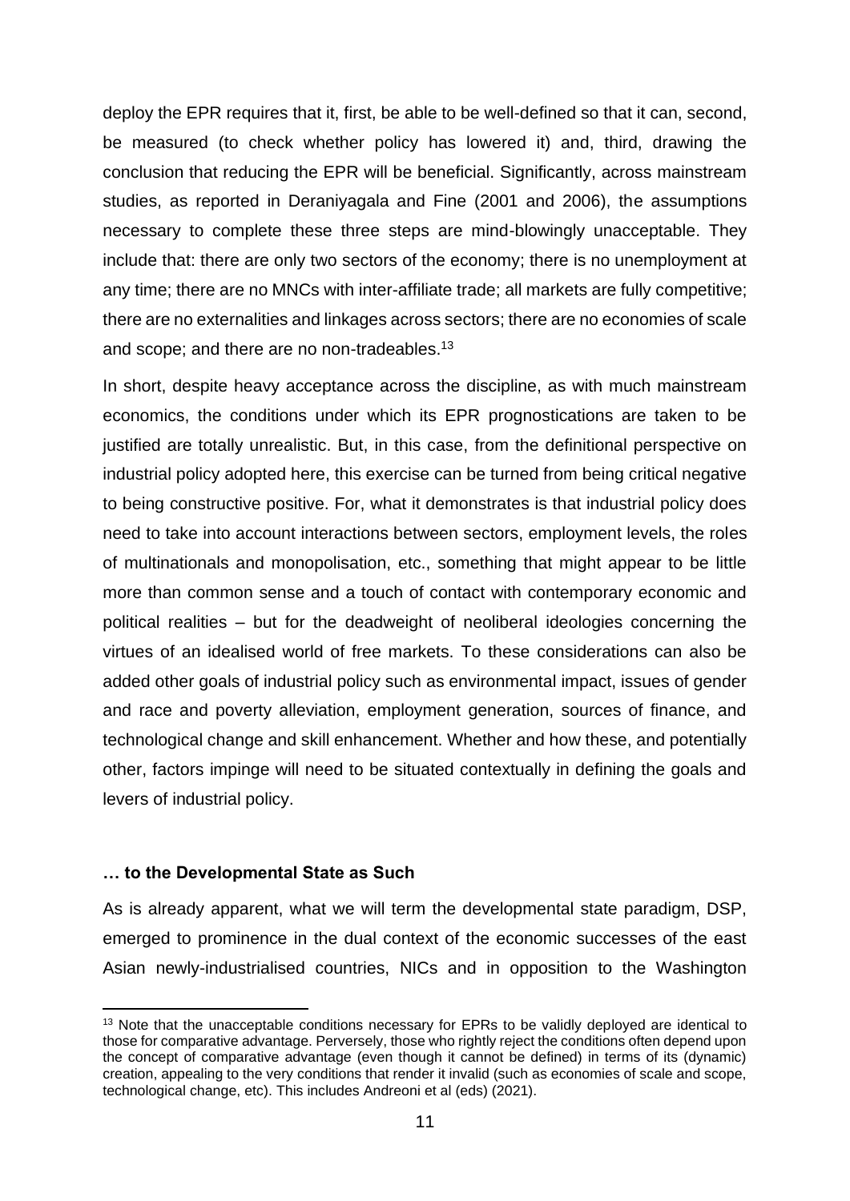deploy the EPR requires that it, first, be able to be well-defined so that it can, second, be measured (to check whether policy has lowered it) and, third, drawing the conclusion that reducing the EPR will be beneficial. Significantly, across mainstream studies, as reported in Deraniyagala and Fine (2001 and 2006), the assumptions necessary to complete these three steps are mind-blowingly unacceptable. They include that: there are only two sectors of the economy; there is no unemployment at any time; there are no MNCs with inter-affiliate trade; all markets are fully competitive; there are no externalities and linkages across sectors; there are no economies of scale and scope; and there are no non-tradeables.[13]

In short, despite heavy acceptance across the discipline, as with much mainstream economics, the conditions under which its EPR prognostications are taken to be justified are totally unrealistic. But, in this case, from the definitional perspective on industrial policy adopted here, this exercise can be turned from being critical negative to being constructive positive. For, what it demonstrates is that industrial policy does need to take into account interactions between sectors, employment levels, the roles of multinationals and monopolisation, etc., something that might appear to be little more than common sense and a touch of contact with contemporary economic and political realities – but for the deadweight of neoliberal ideologies concerning the virtues of an idealised world of free markets. To these considerations can also be added other goals of industrial policy such as environmental impact, issues of gender and race and poverty alleviation, employment generation, sources of finance, and technological change and skill enhancement. Whether and how these, and potentially other, factors impinge will need to be situated contextually in defining the goals and levers of industrial policy.

### … to the Developmental State as Such

As is already apparent, what we will term the developmental state paradigm, DSP, emerged to prominence in the dual context of the economic successes of the east Asian newly-industrialised countries, NICs and in opposition to the Washington

---

[13] Note that the unacceptable conditions necessary for EPRs to be validly deployed are identical to those for comparative advantage. Perversely, those who rightly reject the conditions often depend upon the concept of comparative advantage (even though it cannot be defined) in terms of its (dynamic) creation, appealing to the very conditions that render it invalid (such as economies of scale and scope, technological change, etc). This includes Andreoni et al (eds) (2021).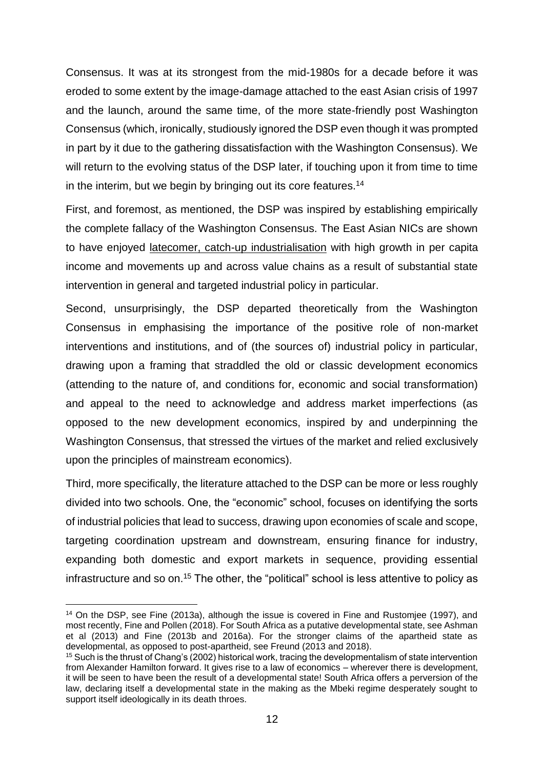Consensus. It was at its strongest from the mid-1980s for a decade before it was eroded to some extent by the image-damage attached to the east Asian crisis of 1997 and the launch, around the same time, of the more state-friendly post Washington Consensus (which, ironically, studiously ignored the DSP even though it was prompted in part by it due to the gathering dissatisfaction with the Washington Consensus). We will return to the evolving status of the DSP later, if touching upon it from time to time in the interim, but we begin by bringing out its core features.[14]

First, and foremost, as mentioned, the DSP was inspired by establishing empirically the complete fallacy of the Washington Consensus. The East Asian NICs are shown to have enjoyed latecomer, catch-up industrialisation with high growth in per capita income and movements up and across value chains as a result of substantial state intervention in general and targeted industrial policy in particular.

Second, unsurprisingly, the DSP departed theoretically from the Washington Consensus in emphasising the importance of the positive role of non-market interventions and institutions, and of (the sources of) industrial policy in particular, drawing upon a framing that straddled the old or classic development economics (attending to the nature of, and conditions for, economic and social transformation) and appeal to the need to acknowledge and address market imperfections (as opposed to the new development economics, inspired by and underpinning the Washington Consensus, that stressed the virtues of the market and relied exclusively upon the principles of mainstream economics).

Third, more specifically, the literature attached to the DSP can be more or less roughly divided into two schools. One, the "economic" school, focuses on identifying the sorts of industrial policies that lead to success, drawing upon economies of scale and scope, targeting coordination upstream and downstream, ensuring finance for industry, expanding both domestic and export markets in sequence, providing essential infrastructure and so on.[15] The other, the "political" school is less attentive to policy as

---

[14] On the DSP, see Fine (2013a), although the issue is covered in Fine and Rustomjee (1997), and most recently, Fine and Pollen (2018). For South Africa as a putative developmental state, see Ashman et al (2013) and Fine (2013b and 2016a). For the stronger claims of the apartheid state as developmental, as opposed to post-apartheid, see Freund (2013 and 2018).

[15] Such is the thrust of Chang's (2002) historical work, tracing the developmentalism of state intervention from Alexander Hamilton forward. It gives rise to a law of economics – wherever there is development, it will be seen to have been the result of a developmental state! South Africa offers a perversion of the law, declaring itself a developmental state in the making as the Mbeki regime desperately sought to support itself ideologically in its death throes.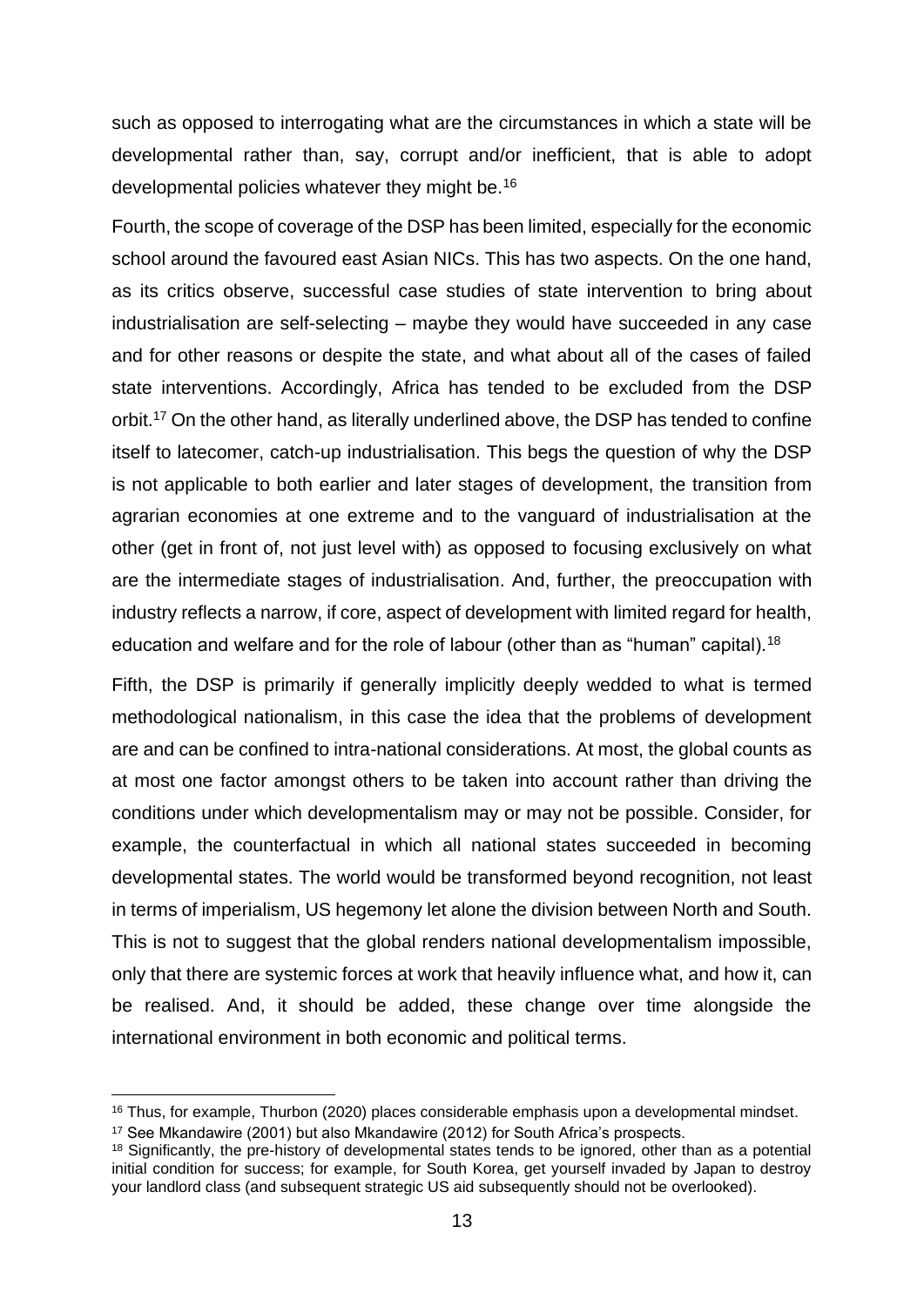such as opposed to interrogating what are the circumstances in which a state will be developmental rather than, say, corrupt and/or inefficient, that is able to adopt developmental policies whatever they might be.[16]

Fourth, the scope of coverage of the DSP has been limited, especially for the economic school around the favoured east Asian NICs. This has two aspects. On the one hand, as its critics observe, successful case studies of state intervention to bring about industrialisation are self-selecting – maybe they would have succeeded in any case and for other reasons or despite the state, and what about all of the cases of failed state interventions. Accordingly, Africa has tended to be excluded from the DSP orbit.[17] On the other hand, as literally underlined above, the DSP has tended to confine itself to latecomer, catch-up industrialisation. This begs the question of why the DSP is not applicable to both earlier and later stages of development, the transition from agrarian economies at one extreme and to the vanguard of industrialisation at the other (get in front of, not just level with) as opposed to focusing exclusively on what are the intermediate stages of industrialisation. And, further, the preoccupation with industry reflects a narrow, if core, aspect of development with limited regard for health, education and welfare and for the role of labour (other than as "human" capital).[18]

Fifth, the DSP is primarily if generally implicitly deeply wedded to what is termed methodological nationalism, in this case the idea that the problems of development are and can be confined to intra-national considerations. At most, the global counts as at most one factor amongst others to be taken into account rather than driving the conditions under which developmentalism may or may not be possible. Consider, for example, the counterfactual in which all national states succeeded in becoming developmental states. The world would be transformed beyond recognition, not least in terms of imperialism, US hegemony let alone the division between North and South. This is not to suggest that the global renders national developmentalism impossible, only that there are systemic forces at work that heavily influence what, and how it, can be realised. And, it should be added, these change over time alongside the international environment in both economic and political terms.

---

[16] Thus, for example, Thurbon (2020) places considerable emphasis upon a developmental mindset.

[17] See Mkandawire (2001) but also Mkandawire (2012) for South Africa's prospects.

[18] Significantly, the pre-history of developmental states tends to be ignored, other than as a potential initial condition for success; for example, for South Korea, get yourself invaded by Japan to destroy your landlord class (and subsequent strategic US aid subsequently should not be overlooked).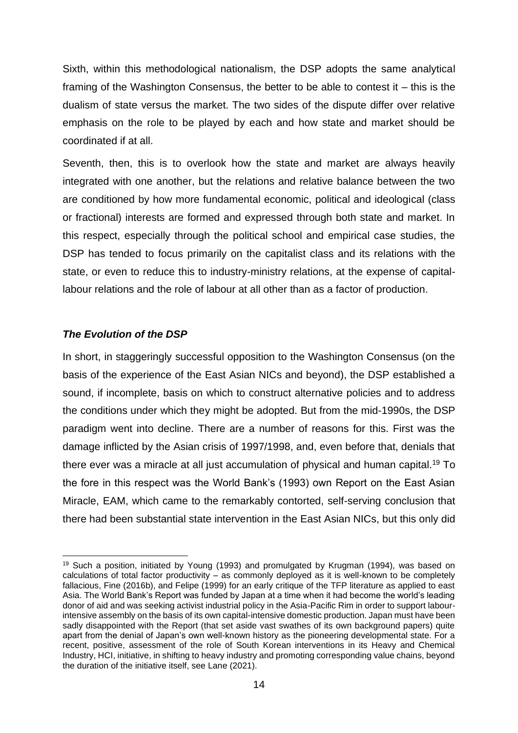Sixth, within this methodological nationalism, the DSP adopts the same analytical framing of the Washington Consensus, the better to be able to contest it – this is the dualism of state versus the market. The two sides of the dispute differ over relative emphasis on the role to be played by each and how state and market should be coordinated if at all.

Seventh, then, this is to overlook how the state and market are always heavily integrated with one another, but the relations and relative balance between the two are conditioned by how more fundamental economic, political and ideological (class or fractional) interests are formed and expressed through both state and market. In this respect, especially through the political school and empirical case studies, the DSP has tended to focus primarily on the capitalist class and its relations with the state, or even to reduce this to industry-ministry relations, at the expense of capital-labour relations and the role of labour at all other than as a factor of production.

### *The Evolution of the DSP*

In short, in staggeringly successful opposition to the Washington Consensus (on the basis of the experience of the East Asian NICs and beyond), the DSP established a sound, if incomplete, basis on which to construct alternative policies and to address the conditions under which they might be adopted. But from the mid-1990s, the DSP paradigm went into decline. There are a number of reasons for this. First was the damage inflicted by the Asian crisis of 1997/1998, and, even before that, denials that there ever was a miracle at all just accumulation of physical and human capital.[19] To the fore in this respect was the World Bank's (1993) own Report on the East Asian Miracle, EAM, which came to the remarkably contorted, self-serving conclusion that there had been substantial state intervention in the East Asian NICs, but this only did

[19] Such a position, initiated by Young (1993) and promulgated by Krugman (1994), was based on calculations of total factor productivity – as commonly deployed as it is well-known to be completely fallacious, Fine (2016b), and Felipe (1999) for an early critique of the TFP literature as applied to east Asia. The World Bank's Report was funded by Japan at a time when it had become the world's leading donor of aid and was seeking activist industrial policy in the Asia-Pacific Rim in order to support labour-intensive assembly on the basis of its own capital-intensive domestic production. Japan must have been sadly disappointed with the Report (that set aside vast swathes of its own background papers) quite apart from the denial of Japan's own well-known history as the pioneering developmental state. For a recent, positive, assessment of the role of South Korean interventions in its Heavy and Chemical Industry, HCI, initiative, in shifting to heavy industry and promoting corresponding value chains, beyond the duration of the initiative itself, see Lane (2021).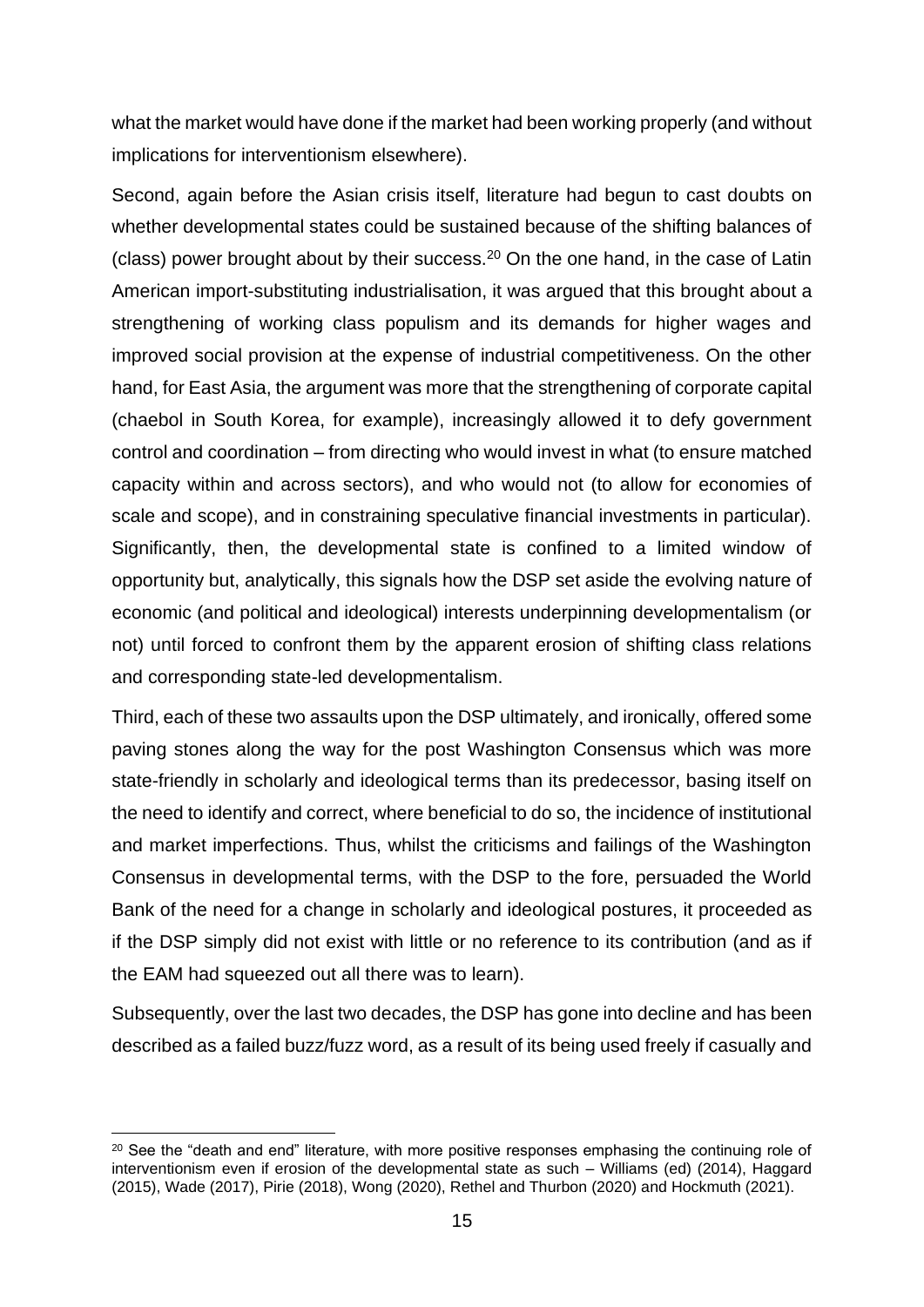what the market would have done if the market had been working properly (and without implications for interventionism elsewhere).

Second, again before the Asian crisis itself, literature had begun to cast doubts on whether developmental states could be sustained because of the shifting balances of (class) power brought about by their success.[20] On the one hand, in the case of Latin American import-substituting industrialisation, it was argued that this brought about a strengthening of working class populism and its demands for higher wages and improved social provision at the expense of industrial competitiveness. On the other hand, for East Asia, the argument was more that the strengthening of corporate capital (chaebol in South Korea, for example), increasingly allowed it to defy government control and coordination – from directing who would invest in what (to ensure matched capacity within and across sectors), and who would not (to allow for economies of scale and scope), and in constraining speculative financial investments in particular). Significantly, then, the developmental state is confined to a limited window of opportunity but, analytically, this signals how the DSP set aside the evolving nature of economic (and political and ideological) interests underpinning developmentalism (or not) until forced to confront them by the apparent erosion of shifting class relations and corresponding state-led developmentalism.

Third, each of these two assaults upon the DSP ultimately, and ironically, offered some paving stones along the way for the post Washington Consensus which was more state-friendly in scholarly and ideological terms than its predecessor, basing itself on the need to identify and correct, where beneficial to do so, the incidence of institutional and market imperfections. Thus, whilst the criticisms and failings of the Washington Consensus in developmental terms, with the DSP to the fore, persuaded the World Bank of the need for a change in scholarly and ideological postures, it proceeded as if the DSP simply did not exist with little or no reference to its contribution (and as if the EAM had squeezed out all there was to learn).

Subsequently, over the last two decades, the DSP has gone into decline and has been described as a failed buzz/fuzz word, as a result of its being used freely if casually and

[20] See the "death and end" literature, with more positive responses emphasing the continuing role of interventionism even if erosion of the developmental state as such – Williams (ed) (2014), Haggard (2015), Wade (2017), Pirie (2018), Wong (2020), Rethel and Thurbon (2020) and Hockmuth (2021).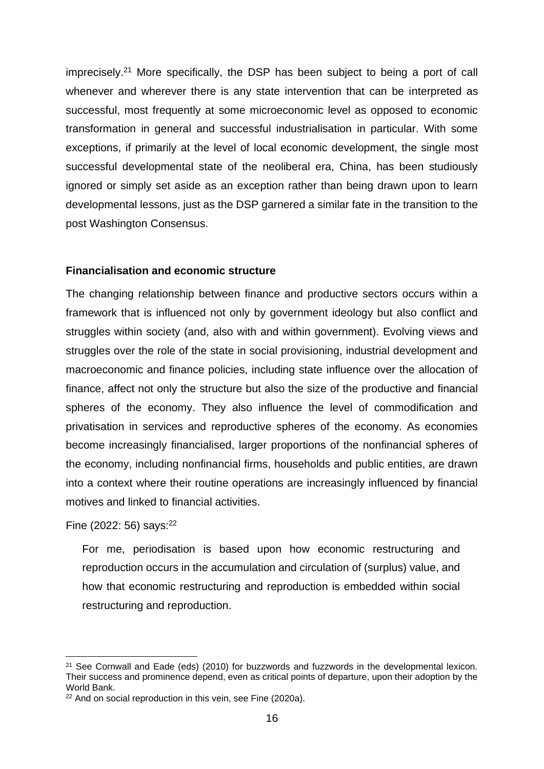imprecisely.[21] More specifically, the DSP has been subject to being a port of call whenever and wherever there is any state intervention that can be interpreted as successful, most frequently at some microeconomic level as opposed to economic transformation in general and successful industrialisation in particular. With some exceptions, if primarily at the level of local economic development, the single most successful developmental state of the neoliberal era, China, has been studiously ignored or simply set aside as an exception rather than being drawn upon to learn developmental lessons, just as the DSP garnered a similar fate in the transition to the post Washington Consensus.

**Financialisation and economic structure**

The changing relationship between finance and productive sectors occurs within a framework that is influenced not only by government ideology but also conflict and struggles within society (and, also with and within government). Evolving views and struggles over the role of the state in social provisioning, industrial development and macroeconomic and finance policies, including state influence over the allocation of finance, affect not only the structure but also the size of the productive and financial spheres of the economy. They also influence the level of commodification and privatisation in services and reproductive spheres of the economy. As economies become increasingly financialised, larger proportions of the nonfinancial spheres of the economy, including nonfinancial firms, households and public entities, are drawn into a context where their routine operations are increasingly influenced by financial motives and linked to financial activities.

Fine (2022: 56) says:[22]

> For me, periodisation is based upon how economic restructuring and reproduction occurs in the accumulation and circulation of (surplus) value, and how that economic restructuring and reproduction is embedded within social restructuring and reproduction.

---

[21] See Cornwall and Eade (eds) (2010) for buzzwords and fuzzwords in the developmental lexicon. Their success and prominence depend, even as critical points of departure, upon their adoption by the World Bank.

[22] And on social reproduction in this vein, see Fine (2020a).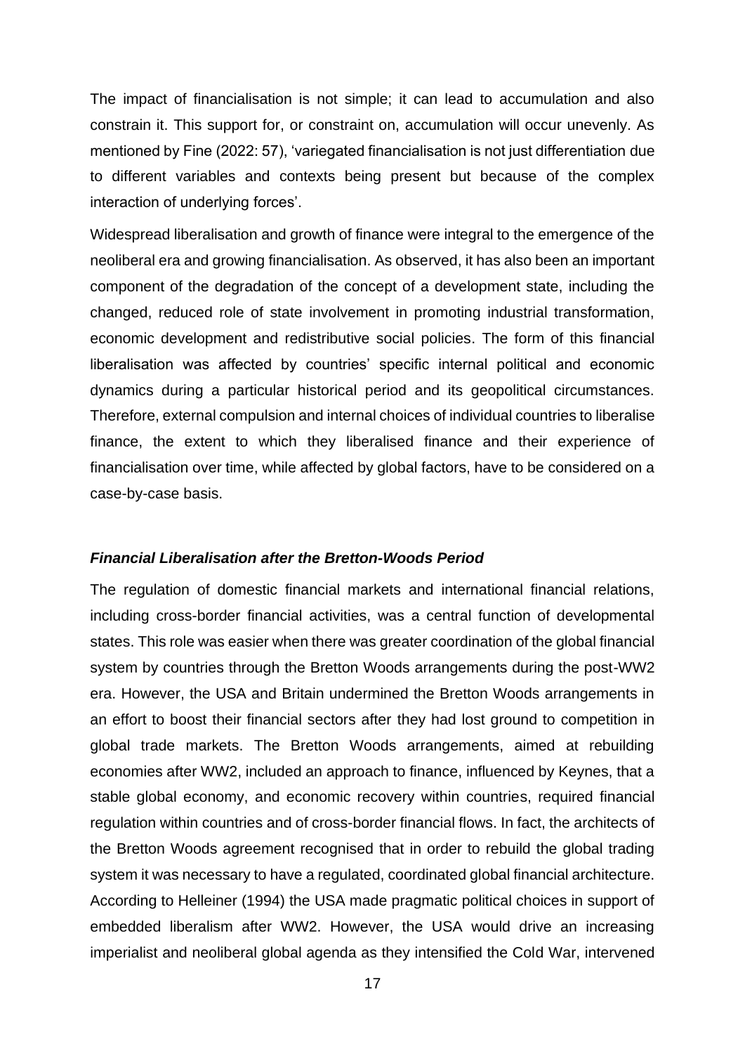The impact of financialisation is not simple; it can lead to accumulation and also constrain it. This support for, or constraint on, accumulation will occur unevenly. As mentioned by Fine (2022: 57), 'variegated financialisation is not just differentiation due to different variables and contexts being present but because of the complex interaction of underlying forces'.

Widespread liberalisation and growth of finance were integral to the emergence of the neoliberal era and growing financialisation. As observed, it has also been an important component of the degradation of the concept of a development state, including the changed, reduced role of state involvement in promoting industrial transformation, economic development and redistributive social policies. The form of this financial liberalisation was affected by countries' specific internal political and economic dynamics during a particular historical period and its geopolitical circumstances. Therefore, external compulsion and internal choices of individual countries to liberalise finance, the extent to which they liberalised finance and their experience of financialisation over time, while affected by global factors, have to be considered on a case-by-case basis.

### ***Financial Liberalisation after the Bretton-Woods Period***

The regulation of domestic financial markets and international financial relations, including cross-border financial activities, was a central function of developmental states. This role was easier when there was greater coordination of the global financial system by countries through the Bretton Woods arrangements during the post-WW2 era. However, the USA and Britain undermined the Bretton Woods arrangements in an effort to boost their financial sectors after they had lost ground to competition in global trade markets. The Bretton Woods arrangements, aimed at rebuilding economies after WW2, included an approach to finance, influenced by Keynes, that a stable global economy, and economic recovery within countries, required financial regulation within countries and of cross-border financial flows. In fact, the architects of the Bretton Woods agreement recognised that in order to rebuild the global trading system it was necessary to have a regulated, coordinated global financial architecture. According to Helleiner (1994) the USA made pragmatic political choices in support of embedded liberalism after WW2. However, the USA would drive an increasing imperialist and neoliberal global agenda as they intensified the Cold War, intervened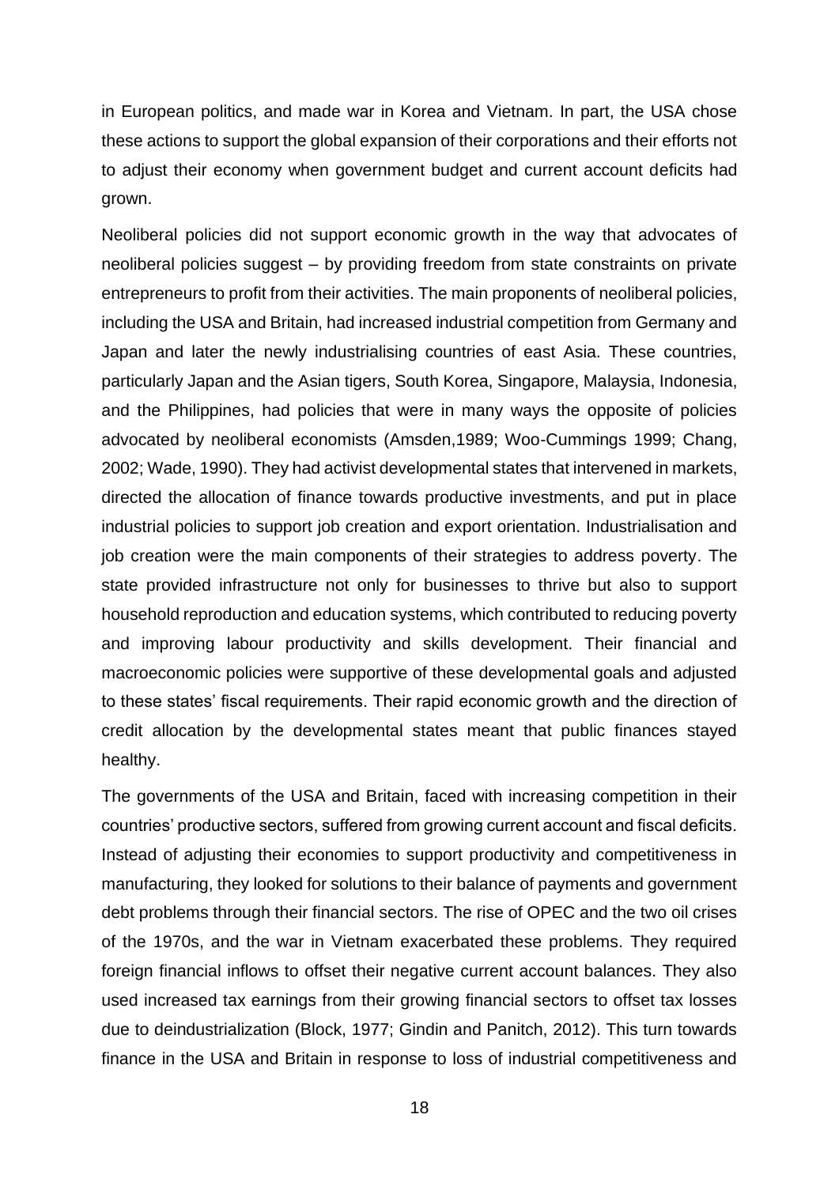in European politics, and made war in Korea and Vietnam. In part, the USA chose these actions to support the global expansion of their corporations and their efforts not to adjust their economy when government budget and current account deficits had grown.

Neoliberal policies did not support economic growth in the way that advocates of neoliberal policies suggest – by providing freedom from state constraints on private entrepreneurs to profit from their activities. The main proponents of neoliberal policies, including the USA and Britain, had increased industrial competition from Germany and Japan and later the newly industrialising countries of east Asia. These countries, particularly Japan and the Asian tigers, South Korea, Singapore, Malaysia, Indonesia, and the Philippines, had policies that were in many ways the opposite of policies advocated by neoliberal economists (Amsden,1989; Woo-Cummings 1999; Chang, 2002; Wade, 1990). They had activist developmental states that intervened in markets, directed the allocation of finance towards productive investments, and put in place industrial policies to support job creation and export orientation. Industrialisation and job creation were the main components of their strategies to address poverty. The state provided infrastructure not only for businesses to thrive but also to support household reproduction and education systems, which contributed to reducing poverty and improving labour productivity and skills development. Their financial and macroeconomic policies were supportive of these developmental goals and adjusted to these states' fiscal requirements. Their rapid economic growth and the direction of credit allocation by the developmental states meant that public finances stayed healthy.

The governments of the USA and Britain, faced with increasing competition in their countries' productive sectors, suffered from growing current account and fiscal deficits. Instead of adjusting their economies to support productivity and competitiveness in manufacturing, they looked for solutions to their balance of payments and government debt problems through their financial sectors. The rise of OPEC and the two oil crises of the 1970s, and the war in Vietnam exacerbated these problems. They required foreign financial inflows to offset their negative current account balances. They also used increased tax earnings from their growing financial sectors to offset tax losses due to deindustrialization (Block, 1977; Gindin and Panitch, 2012). This turn towards finance in the USA and Britain in response to loss of industrial competitiveness and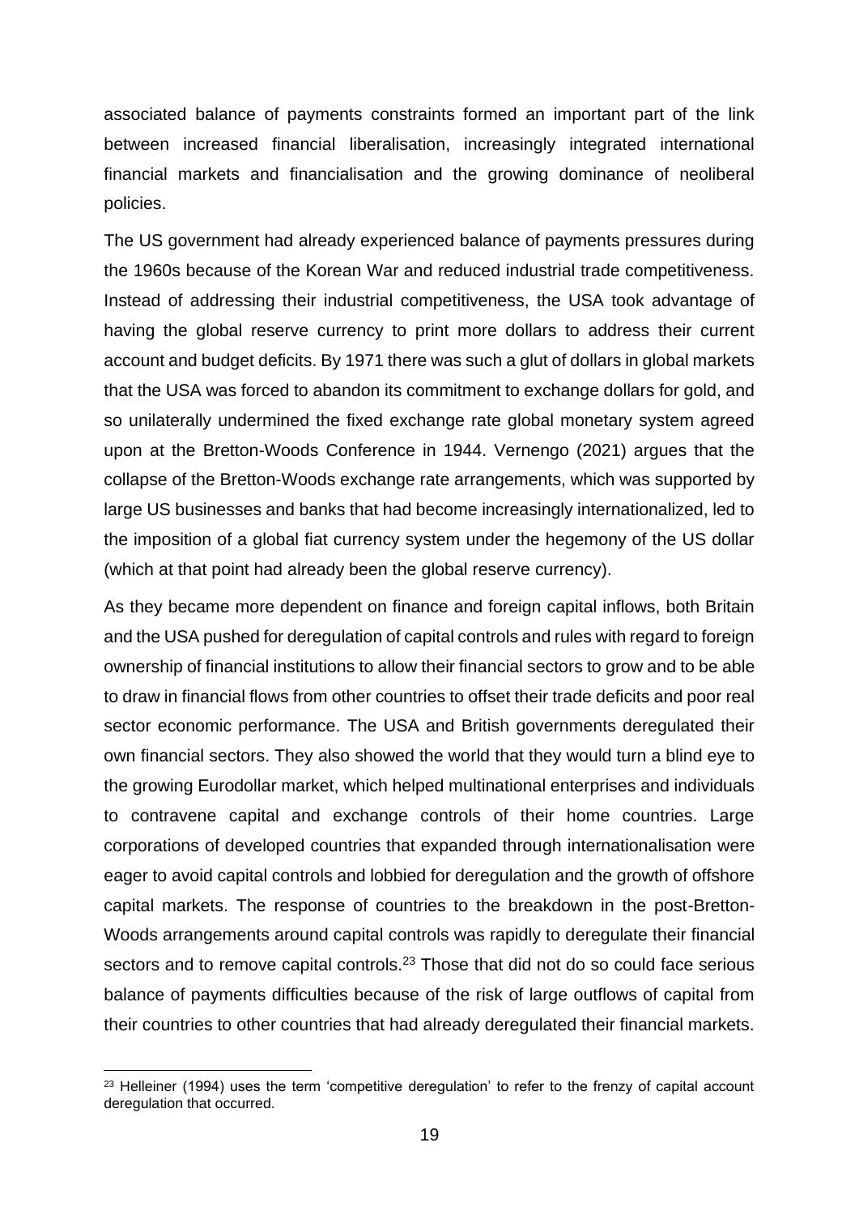associated balance of payments constraints formed an important part of the link between increased financial liberalisation, increasingly integrated international financial markets and financialisation and the growing dominance of neoliberal policies.

The US government had already experienced balance of payments pressures during the 1960s because of the Korean War and reduced industrial trade competitiveness. Instead of addressing their industrial competitiveness, the USA took advantage of having the global reserve currency to print more dollars to address their current account and budget deficits. By 1971 there was such a glut of dollars in global markets that the USA was forced to abandon its commitment to exchange dollars for gold, and so unilaterally undermined the fixed exchange rate global monetary system agreed upon at the Bretton-Woods Conference in 1944. Vernengo (2021) argues that the collapse of the Bretton-Woods exchange rate arrangements, which was supported by large US businesses and banks that had become increasingly internationalized, led to the imposition of a global fiat currency system under the hegemony of the US dollar (which at that point had already been the global reserve currency).

As they became more dependent on finance and foreign capital inflows, both Britain and the USA pushed for deregulation of capital controls and rules with regard to foreign ownership of financial institutions to allow their financial sectors to grow and to be able to draw in financial flows from other countries to offset their trade deficits and poor real sector economic performance. The USA and British governments deregulated their own financial sectors. They also showed the world that they would turn a blind eye to the growing Eurodollar market, which helped multinational enterprises and individuals to contravene capital and exchange controls of their home countries. Large corporations of developed countries that expanded through internationalisation were eager to avoid capital controls and lobbied for deregulation and the growth of offshore capital markets. The response of countries to the breakdown in the post-Bretton-Woods arrangements around capital controls was rapidly to deregulate their financial sectors and to remove capital controls.[23] Those that did not do so could face serious balance of payments difficulties because of the risk of large outflows of capital from their countries to other countries that had already deregulated their financial markets.

[23] Helleiner (1994) uses the term 'competitive deregulation' to refer to the frenzy of capital account deregulation that occurred.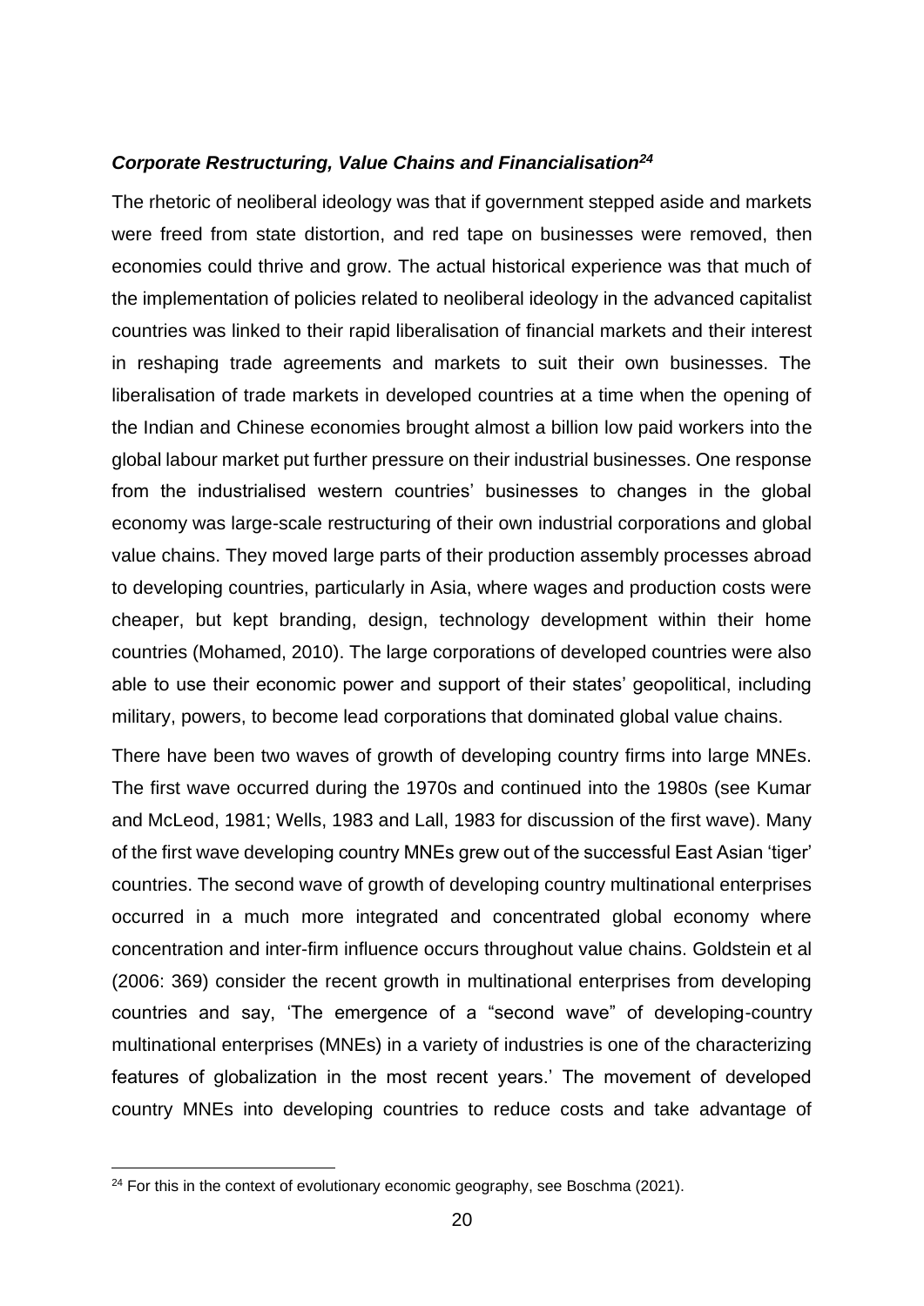### *Corporate Restructuring, Value Chains and Financialisation*[24]

The rhetoric of neoliberal ideology was that if government stepped aside and markets were freed from state distortion, and red tape on businesses were removed, then economies could thrive and grow. The actual historical experience was that much of the implementation of policies related to neoliberal ideology in the advanced capitalist countries was linked to their rapid liberalisation of financial markets and their interest in reshaping trade agreements and markets to suit their own businesses. The liberalisation of trade markets in developed countries at a time when the opening of the Indian and Chinese economies brought almost a billion low paid workers into the global labour market put further pressure on their industrial businesses. One response from the industrialised western countries' businesses to changes in the global economy was large-scale restructuring of their own industrial corporations and global value chains. They moved large parts of their production assembly processes abroad to developing countries, particularly in Asia, where wages and production costs were cheaper, but kept branding, design, technology development within their home countries (Mohamed, 2010). The large corporations of developed countries were also able to use their economic power and support of their states' geopolitical, including military, powers, to become lead corporations that dominated global value chains.

There have been two waves of growth of developing country firms into large MNEs. The first wave occurred during the 1970s and continued into the 1980s (see Kumar and McLeod, 1981; Wells, 1983 and Lall, 1983 for discussion of the first wave). Many of the first wave developing country MNEs grew out of the successful East Asian 'tiger' countries. The second wave of growth of developing country multinational enterprises occurred in a much more integrated and concentrated global economy where concentration and inter-firm influence occurs throughout value chains. Goldstein et al (2006: 369) consider the recent growth in multinational enterprises from developing countries and say, 'The emergence of a "second wave" of developing-country multinational enterprises (MNEs) in a variety of industries is one of the characterizing features of globalization in the most recent years.' The movement of developed country MNEs into developing countries to reduce costs and take advantage of

---

[24] For this in the context of evolutionary economic geography, see Boschma (2021).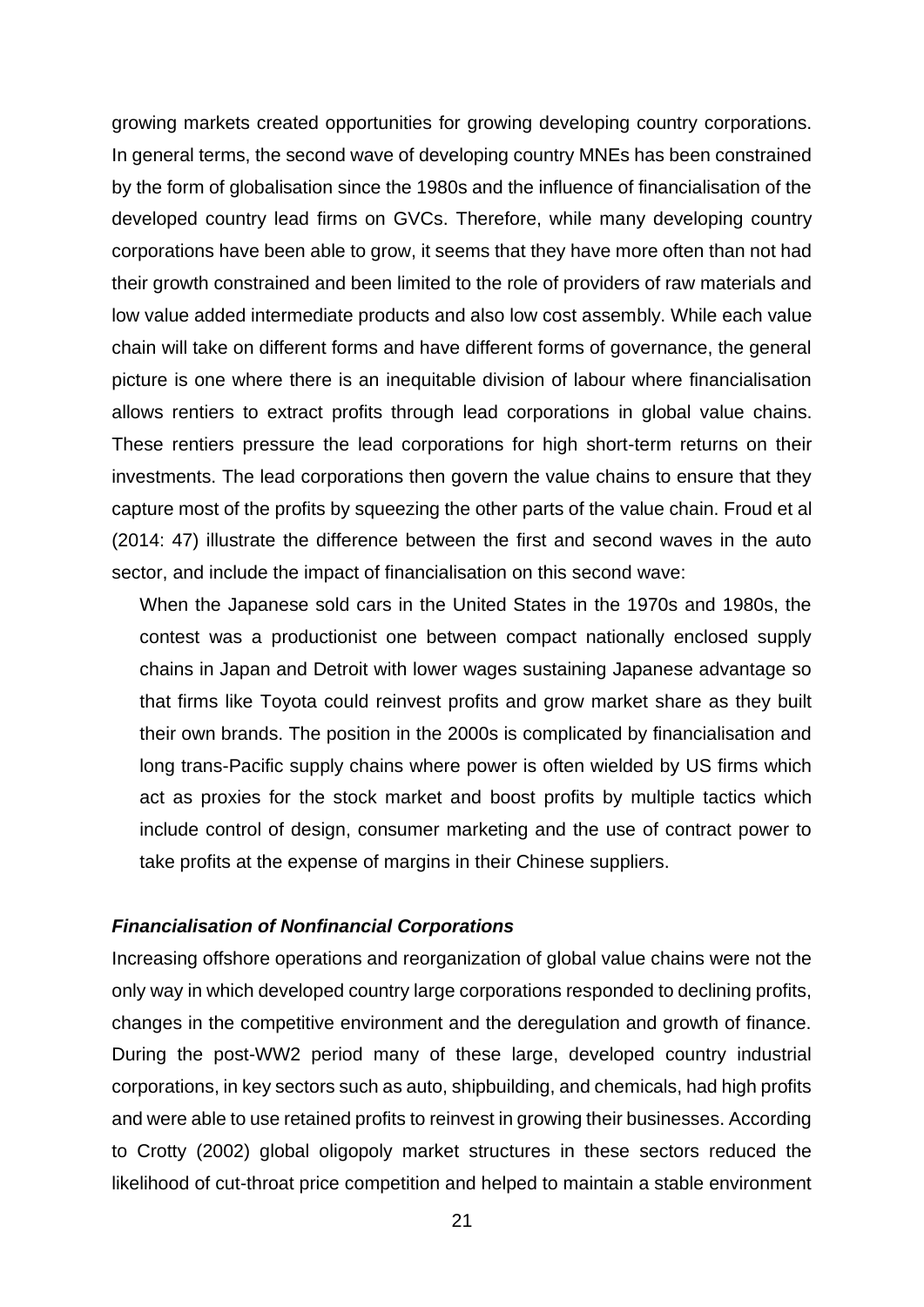growing markets created opportunities for growing developing country corporations. In general terms, the second wave of developing country MNEs has been constrained by the form of globalisation since the 1980s and the influence of financialisation of the developed country lead firms on GVCs. Therefore, while many developing country corporations have been able to grow, it seems that they have more often than not had their growth constrained and been limited to the role of providers of raw materials and low value added intermediate products and also low cost assembly. While each value chain will take on different forms and have different forms of governance, the general picture is one where there is an inequitable division of labour where financialisation allows rentiers to extract profits through lead corporations in global value chains. These rentiers pressure the lead corporations for high short-term returns on their investments. The lead corporations then govern the value chains to ensure that they capture most of the profits by squeezing the other parts of the value chain. Froud et al (2014: 47) illustrate the difference between the first and second waves in the auto sector, and include the impact of financialisation on this second wave:

> When the Japanese sold cars in the United States in the 1970s and 1980s, the contest was a productionist one between compact nationally enclosed supply chains in Japan and Detroit with lower wages sustaining Japanese advantage so that firms like Toyota could reinvest profits and grow market share as they built their own brands. The position in the 2000s is complicated by financialisation and long trans-Pacific supply chains where power is often wielded by US firms which act as proxies for the stock market and boost profits by multiple tactics which include control of design, consumer marketing and the use of contract power to take profits at the expense of margins in their Chinese suppliers.

### *Financialisation of Nonfinancial Corporations*

Increasing offshore operations and reorganization of global value chains were not the only way in which developed country large corporations responded to declining profits, changes in the competitive environment and the deregulation and growth of finance. During the post-WW2 period many of these large, developed country industrial corporations, in key sectors such as auto, shipbuilding, and chemicals, had high profits and were able to use retained profits to reinvest in growing their businesses. According to Crotty (2002) global oligopoly market structures in these sectors reduced the likelihood of cut-throat price competition and helped to maintain a stable environment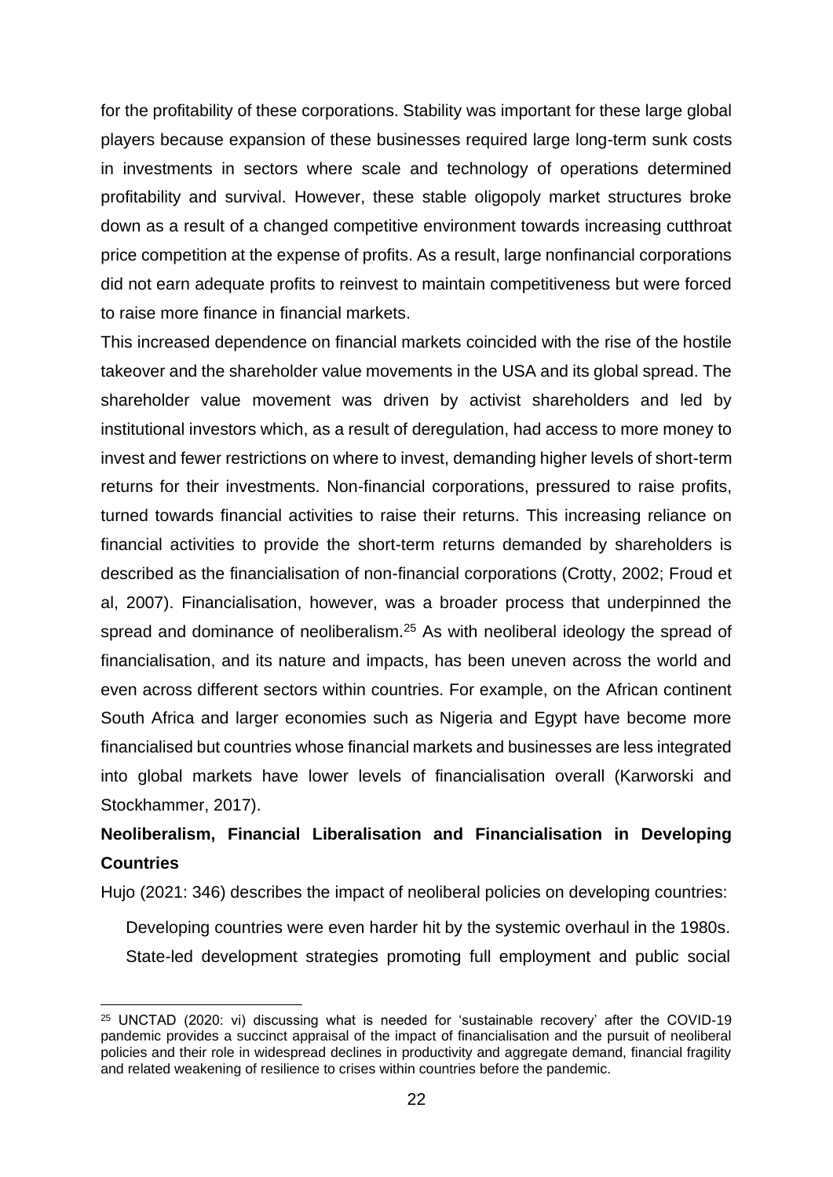for the profitability of these corporations. Stability was important for these large global players because expansion of these businesses required large long-term sunk costs in investments in sectors where scale and technology of operations determined profitability and survival. However, these stable oligopoly market structures broke down as a result of a changed competitive environment towards increasing cutthroat price competition at the expense of profits. As a result, large nonfinancial corporations did not earn adequate profits to reinvest to maintain competitiveness but were forced to raise more finance in financial markets.

This increased dependence on financial markets coincided with the rise of the hostile takeover and the shareholder value movements in the USA and its global spread. The shareholder value movement was driven by activist shareholders and led by institutional investors which, as a result of deregulation, had access to more money to invest and fewer restrictions on where to invest, demanding higher levels of short-term returns for their investments. Non-financial corporations, pressured to raise profits, turned towards financial activities to raise their returns. This increasing reliance on financial activities to provide the short-term returns demanded by shareholders is described as the financialisation of non-financial corporations (Crotty, 2002; Froud et al, 2007). Financialisation, however, was a broader process that underpinned the spread and dominance of neoliberalism.[25] As with neoliberal ideology the spread of financialisation, and its nature and impacts, has been uneven across the world and even across different sectors within countries. For example, on the African continent South Africa and larger economies such as Nigeria and Egypt have become more financialised but countries whose financial markets and businesses are less integrated into global markets have lower levels of financialisation overall (Karworski and Stockhammer, 2017).

## Neoliberalism, Financial Liberalisation and Financialisation in Developing Countries

Hujo (2021: 346) describes the impact of neoliberal policies on developing countries:

> Developing countries were even harder hit by the systemic overhaul in the 1980s. State-led development strategies promoting full employment and public social

[25] UNCTAD (2020: vi) discussing what is needed for 'sustainable recovery' after the COVID-19 pandemic provides a succinct appraisal of the impact of financialisation and the pursuit of neoliberal policies and their role in widespread declines in productivity and aggregate demand, financial fragility and related weakening of resilience to crises within countries before the pandemic.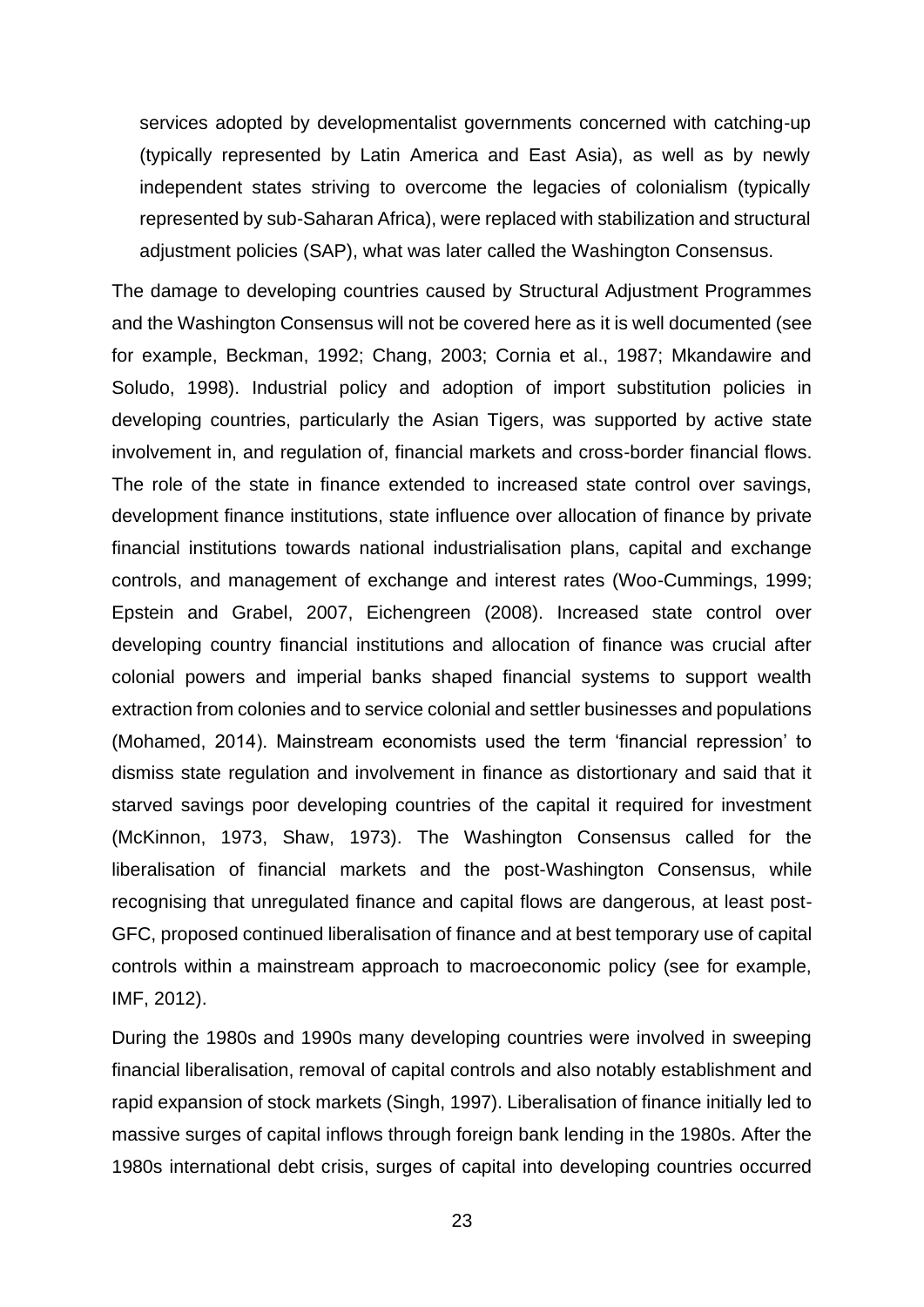services adopted by developmentalist governments concerned with catching-up (typically represented by Latin America and East Asia), as well as by newly independent states striving to overcome the legacies of colonialism (typically represented by sub-Saharan Africa), were replaced with stabilization and structural adjustment policies (SAP), what was later called the Washington Consensus.

The damage to developing countries caused by Structural Adjustment Programmes and the Washington Consensus will not be covered here as it is well documented (see for example, Beckman, 1992; Chang, 2003; Cornia et al., 1987; Mkandawire and Soludo, 1998). Industrial policy and adoption of import substitution policies in developing countries, particularly the Asian Tigers, was supported by active state involvement in, and regulation of, financial markets and cross-border financial flows. The role of the state in finance extended to increased state control over savings, development finance institutions, state influence over allocation of finance by private financial institutions towards national industrialisation plans, capital and exchange controls, and management of exchange and interest rates (Woo-Cummings, 1999; Epstein and Grabel, 2007, Eichengreen (2008). Increased state control over developing country financial institutions and allocation of finance was crucial after colonial powers and imperial banks shaped financial systems to support wealth extraction from colonies and to service colonial and settler businesses and populations (Mohamed, 2014). Mainstream economists used the term 'financial repression' to dismiss state regulation and involvement in finance as distortionary and said that it starved savings poor developing countries of the capital it required for investment (McKinnon, 1973, Shaw, 1973). The Washington Consensus called for the liberalisation of financial markets and the post-Washington Consensus, while recognising that unregulated finance and capital flows are dangerous, at least post-GFC, proposed continued liberalisation of finance and at best temporary use of capital controls within a mainstream approach to macroeconomic policy (see for example, IMF, 2012).

During the 1980s and 1990s many developing countries were involved in sweeping financial liberalisation, removal of capital controls and also notably establishment and rapid expansion of stock markets (Singh, 1997). Liberalisation of finance initially led to massive surges of capital inflows through foreign bank lending in the 1980s. After the 1980s international debt crisis, surges of capital into developing countries occurred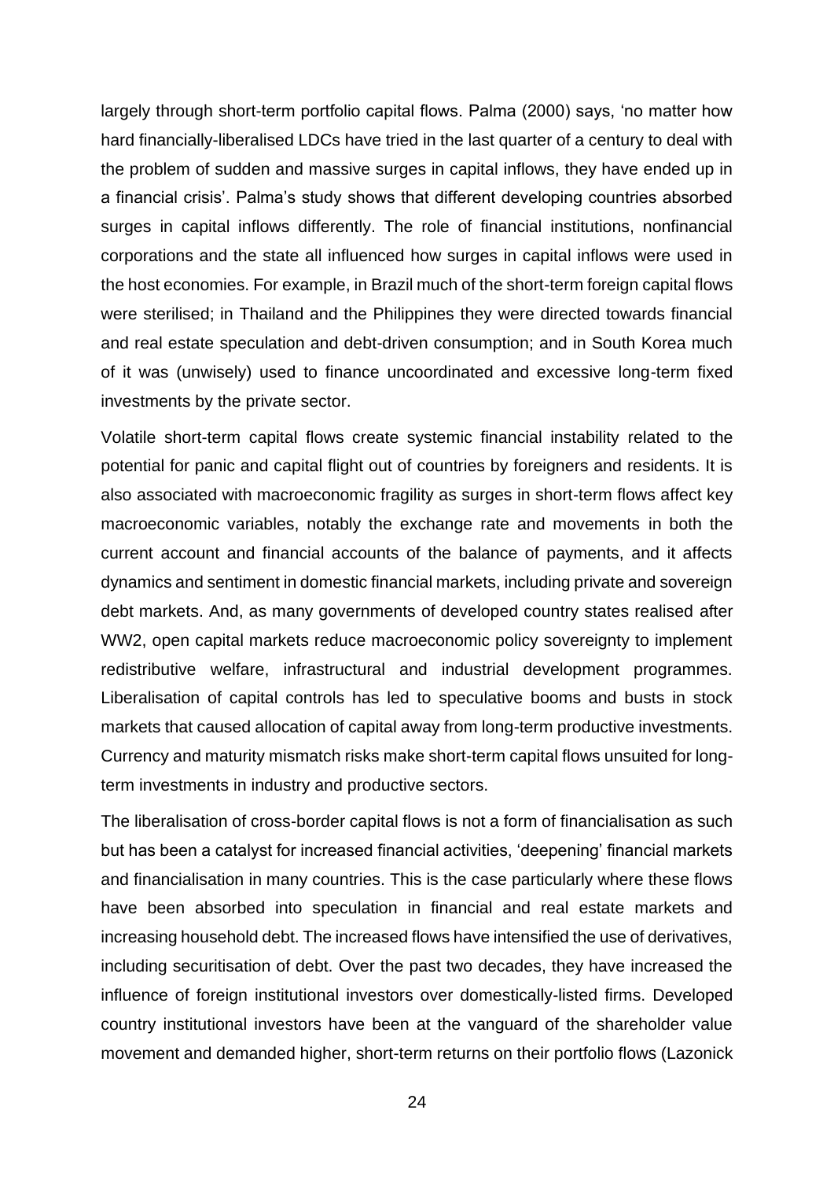largely through short-term portfolio capital flows. Palma (2000) says, 'no matter how hard financially-liberalised LDCs have tried in the last quarter of a century to deal with the problem of sudden and massive surges in capital inflows, they have ended up in a financial crisis'. Palma's study shows that different developing countries absorbed surges in capital inflows differently. The role of financial institutions, nonfinancial corporations and the state all influenced how surges in capital inflows were used in the host economies. For example, in Brazil much of the short-term foreign capital flows were sterilised; in Thailand and the Philippines they were directed towards financial and real estate speculation and debt-driven consumption; and in South Korea much of it was (unwisely) used to finance uncoordinated and excessive long-term fixed investments by the private sector.

Volatile short-term capital flows create systemic financial instability related to the potential for panic and capital flight out of countries by foreigners and residents. It is also associated with macroeconomic fragility as surges in short-term flows affect key macroeconomic variables, notably the exchange rate and movements in both the current account and financial accounts of the balance of payments, and it affects dynamics and sentiment in domestic financial markets, including private and sovereign debt markets. And, as many governments of developed country states realised after WW2, open capital markets reduce macroeconomic policy sovereignty to implement redistributive welfare, infrastructural and industrial development programmes. Liberalisation of capital controls has led to speculative booms and busts in stock markets that caused allocation of capital away from long-term productive investments. Currency and maturity mismatch risks make short-term capital flows unsuited for long-term investments in industry and productive sectors.

The liberalisation of cross-border capital flows is not a form of financialisation as such but has been a catalyst for increased financial activities, 'deepening' financial markets and financialisation in many countries. This is the case particularly where these flows have been absorbed into speculation in financial and real estate markets and increasing household debt. The increased flows have intensified the use of derivatives, including securitisation of debt. Over the past two decades, they have increased the influence of foreign institutional investors over domestically-listed firms. Developed country institutional investors have been at the vanguard of the shareholder value movement and demanded higher, short-term returns on their portfolio flows (Lazonick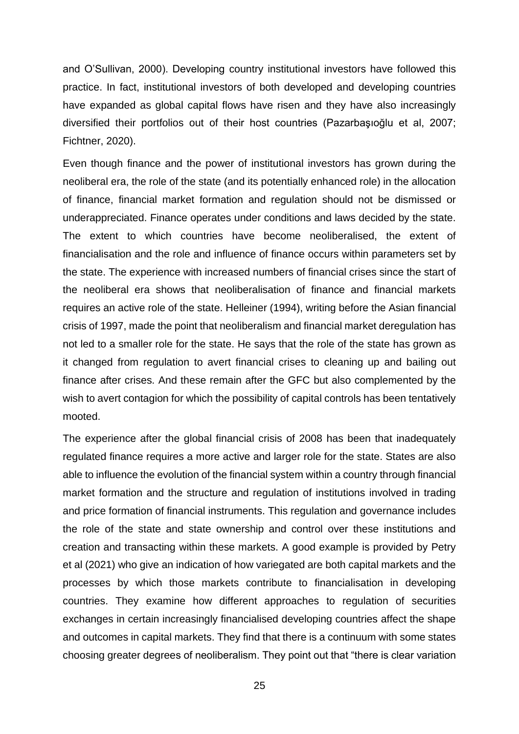and O'Sullivan, 2000). Developing country institutional investors have followed this practice. In fact, institutional investors of both developed and developing countries have expanded as global capital flows have risen and they have also increasingly diversified their portfolios out of their host countries (Pazarbaşıoğlu et al, 2007; Fichtner, 2020).

Even though finance and the power of institutional investors has grown during the neoliberal era, the role of the state (and its potentially enhanced role) in the allocation of finance, financial market formation and regulation should not be dismissed or underappreciated. Finance operates under conditions and laws decided by the state. The extent to which countries have become neoliberalised, the extent of financialisation and the role and influence of finance occurs within parameters set by the state. The experience with increased numbers of financial crises since the start of the neoliberal era shows that neoliberalisation of finance and financial markets requires an active role of the state. Helleiner (1994), writing before the Asian financial crisis of 1997, made the point that neoliberalism and financial market deregulation has not led to a smaller role for the state. He says that the role of the state has grown as it changed from regulation to avert financial crises to cleaning up and bailing out finance after crises. And these remain after the GFC but also complemented by the wish to avert contagion for which the possibility of capital controls has been tentatively mooted.

The experience after the global financial crisis of 2008 has been that inadequately regulated finance requires a more active and larger role for the state. States are also able to influence the evolution of the financial system within a country through financial market formation and the structure and regulation of institutions involved in trading and price formation of financial instruments. This regulation and governance includes the role of the state and state ownership and control over these institutions and creation and transacting within these markets. A good example is provided by Petry et al (2021) who give an indication of how variegated are both capital markets and the processes by which those markets contribute to financialisation in developing countries. They examine how different approaches to regulation of securities exchanges in certain increasingly financialised developing countries affect the shape and outcomes in capital markets. They find that there is a continuum with some states choosing greater degrees of neoliberalism. They point out that "there is clear variation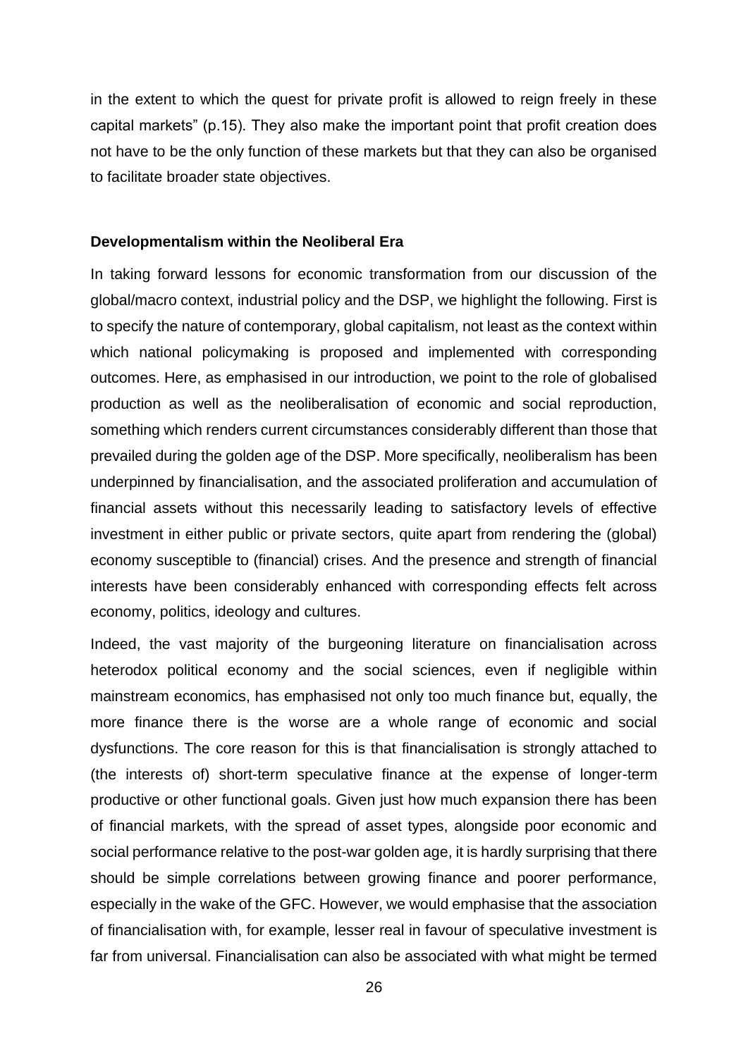in the extent to which the quest for private profit is allowed to reign freely in these capital markets" (p.15). They also make the important point that profit creation does not have to be the only function of these markets but that they can also be organised to facilitate broader state objectives.

**Developmentalism within the Neoliberal Era**

In taking forward lessons for economic transformation from our discussion of the global/macro context, industrial policy and the DSP, we highlight the following. First is to specify the nature of contemporary, global capitalism, not least as the context within which national policymaking is proposed and implemented with corresponding outcomes. Here, as emphasised in our introduction, we point to the role of globalised production as well as the neoliberalisation of economic and social reproduction, something which renders current circumstances considerably different than those that prevailed during the golden age of the DSP. More specifically, neoliberalism has been underpinned by financialisation, and the associated proliferation and accumulation of financial assets without this necessarily leading to satisfactory levels of effective investment in either public or private sectors, quite apart from rendering the (global) economy susceptible to (financial) crises. And the presence and strength of financial interests have been considerably enhanced with corresponding effects felt across economy, politics, ideology and cultures.

Indeed, the vast majority of the burgeoning literature on financialisation across heterodox political economy and the social sciences, even if negligible within mainstream economics, has emphasised not only too much finance but, equally, the more finance there is the worse are a whole range of economic and social dysfunctions. The core reason for this is that financialisation is strongly attached to (the interests of) short-term speculative finance at the expense of longer-term productive or other functional goals. Given just how much expansion there has been of financial markets, with the spread of asset types, alongside poor economic and social performance relative to the post-war golden age, it is hardly surprising that there should be simple correlations between growing finance and poorer performance, especially in the wake of the GFC. However, we would emphasise that the association of financialisation with, for example, lesser real in favour of speculative investment is far from universal. Financialisation can also be associated with what might be termed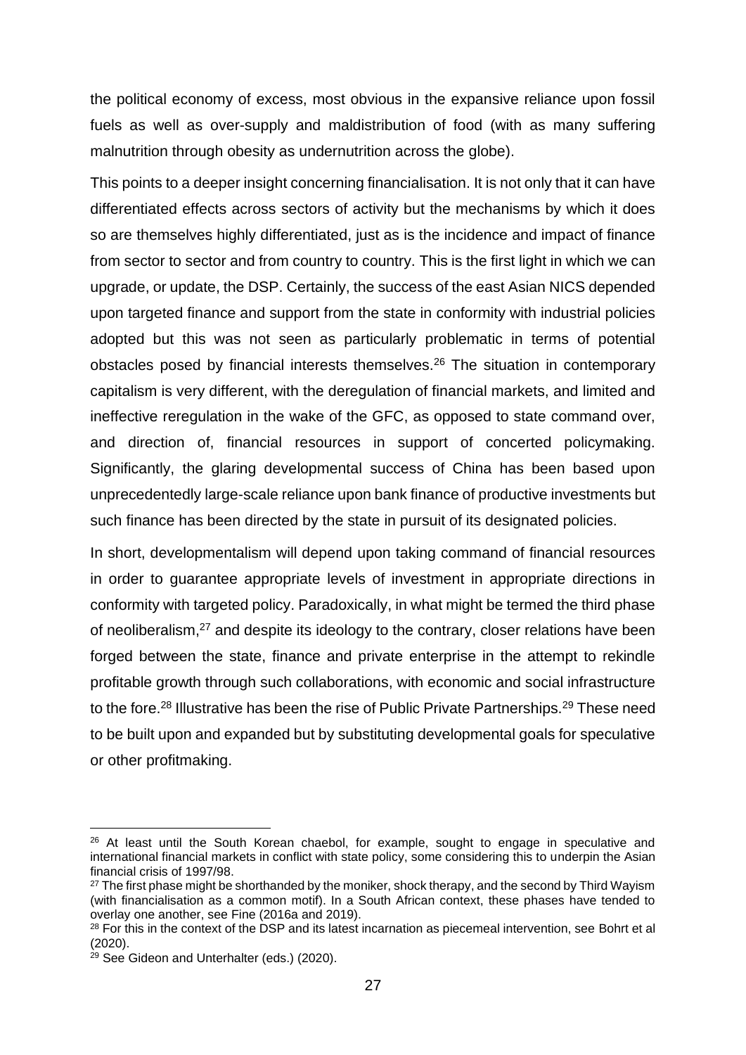the political economy of excess, most obvious in the expansive reliance upon fossil fuels as well as over-supply and maldistribution of food (with as many suffering malnutrition through obesity as undernutrition across the globe).

This points to a deeper insight concerning financialisation. It is not only that it can have differentiated effects across sectors of activity but the mechanisms by which it does so are themselves highly differentiated, just as is the incidence and impact of finance from sector to sector and from country to country. This is the first light in which we can upgrade, or update, the DSP. Certainly, the success of the east Asian NICS depended upon targeted finance and support from the state in conformity with industrial policies adopted but this was not seen as particularly problematic in terms of potential obstacles posed by financial interests themselves.[26] The situation in contemporary capitalism is very different, with the deregulation of financial markets, and limited and ineffective reregulation in the wake of the GFC, as opposed to state command over, and direction of, financial resources in support of concerted policymaking. Significantly, the glaring developmental success of China has been based upon unprecedentedly large-scale reliance upon bank finance of productive investments but such finance has been directed by the state in pursuit of its designated policies.

In short, developmentalism will depend upon taking command of financial resources in order to guarantee appropriate levels of investment in appropriate directions in conformity with targeted policy. Paradoxically, in what might be termed the third phase of neoliberalism,[27] and despite its ideology to the contrary, closer relations have been forged between the state, finance and private enterprise in the attempt to rekindle profitable growth through such collaborations, with economic and social infrastructure to the fore.[28] Illustrative has been the rise of Public Private Partnerships.[29] These need to be built upon and expanded but by substituting developmental goals for speculative or other profitmaking.

---

[26] At least until the South Korean chaebol, for example, sought to engage in speculative and international financial markets in conflict with state policy, some considering this to underpin the Asian financial crisis of 1997/98.

[27] The first phase might be shorthanded by the moniker, shock therapy, and the second by Third Wayism (with financialisation as a common motif). In a South African context, these phases have tended to overlay one another, see Fine (2016a and 2019).

[28] For this in the context of the DSP and its latest incarnation as piecemeal intervention, see Bohrt et al (2020).

[29] See Gideon and Unterhalter (eds.) (2020).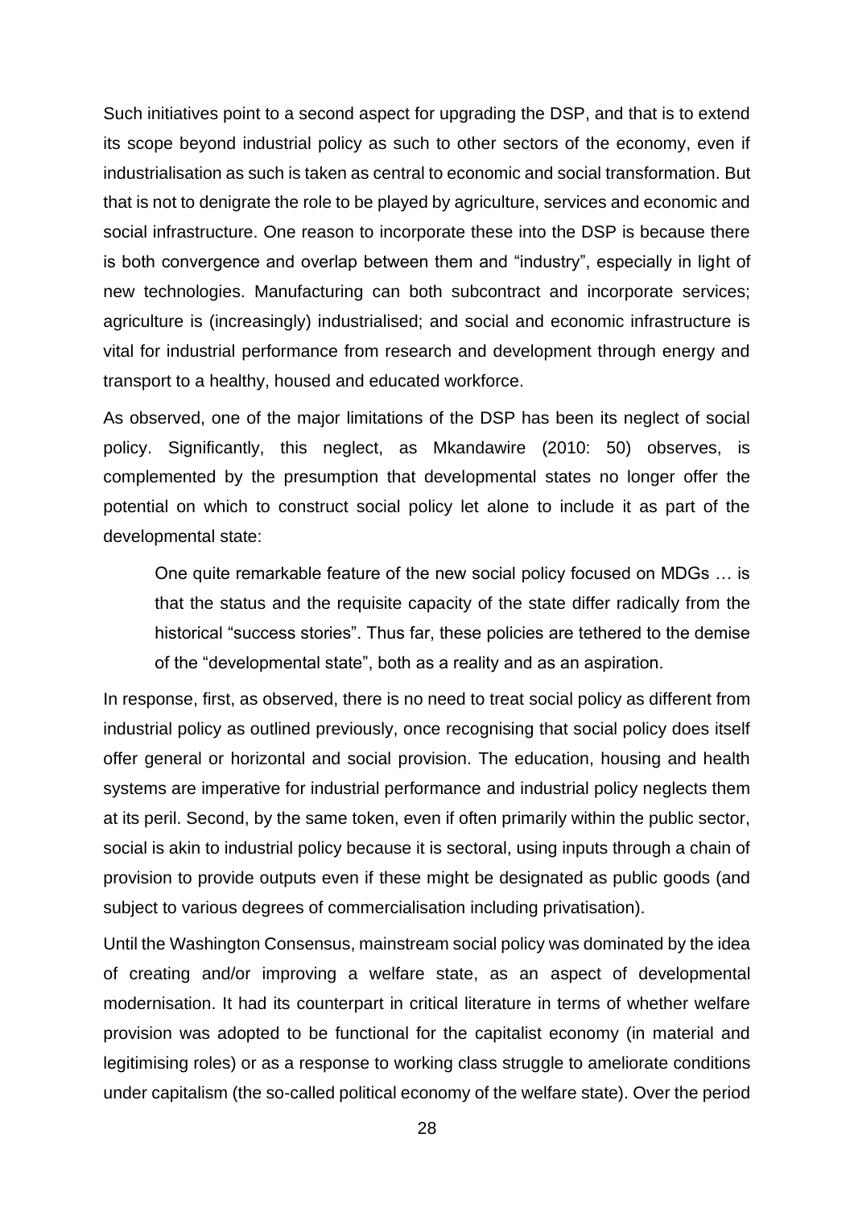Such initiatives point to a second aspect for upgrading the DSP, and that is to extend its scope beyond industrial policy as such to other sectors of the economy, even if industrialisation as such is taken as central to economic and social transformation. But that is not to denigrate the role to be played by agriculture, services and economic and social infrastructure. One reason to incorporate these into the DSP is because there is both convergence and overlap between them and "industry", especially in light of new technologies. Manufacturing can both subcontract and incorporate services; agriculture is (increasingly) industrialised; and social and economic infrastructure is vital for industrial performance from research and development through energy and transport to a healthy, housed and educated workforce.

As observed, one of the major limitations of the DSP has been its neglect of social policy. Significantly, this neglect, as Mkandawire (2010: 50) observes, is complemented by the presumption that developmental states no longer offer the potential on which to construct social policy let alone to include it as part of the developmental state:

> One quite remarkable feature of the new social policy focused on MDGs … is that the status and the requisite capacity of the state differ radically from the historical "success stories". Thus far, these policies are tethered to the demise of the "developmental state", both as a reality and as an aspiration.

In response, first, as observed, there is no need to treat social policy as different from industrial policy as outlined previously, once recognising that social policy does itself offer general or horizontal and social provision. The education, housing and health systems are imperative for industrial performance and industrial policy neglects them at its peril. Second, by the same token, even if often primarily within the public sector, social is akin to industrial policy because it is sectoral, using inputs through a chain of provision to provide outputs even if these might be designated as public goods (and subject to various degrees of commercialisation including privatisation).

Until the Washington Consensus, mainstream social policy was dominated by the idea of creating and/or improving a welfare state, as an aspect of developmental modernisation. It had its counterpart in critical literature in terms of whether welfare provision was adopted to be functional for the capitalist economy (in material and legitimising roles) or as a response to working class struggle to ameliorate conditions under capitalism (the so-called political economy of the welfare state). Over the period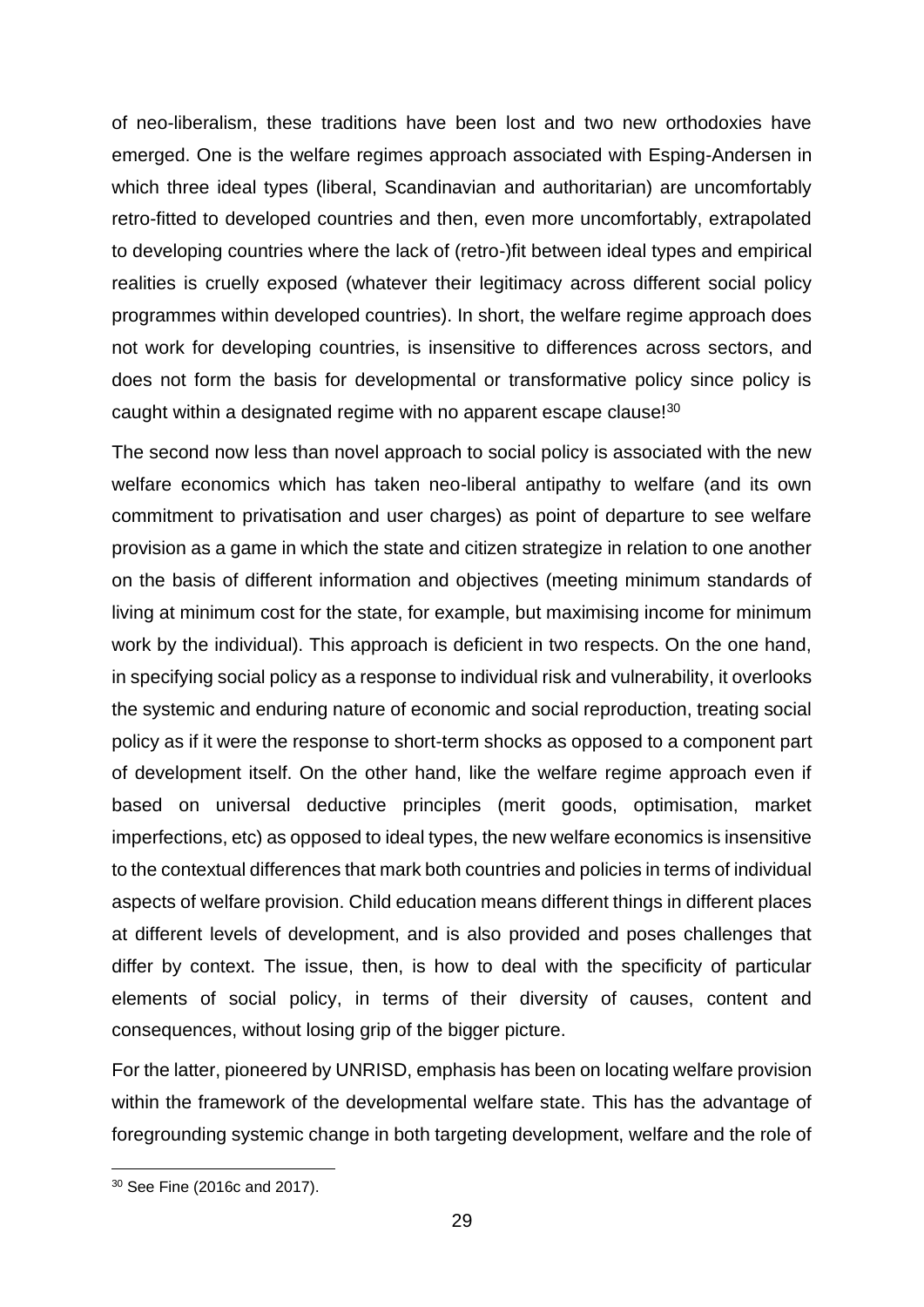of neo-liberalism, these traditions have been lost and two new orthodoxies have emerged. One is the welfare regimes approach associated with Esping-Andersen in which three ideal types (liberal, Scandinavian and authoritarian) are uncomfortably retro-fitted to developed countries and then, even more uncomfortably, extrapolated to developing countries where the lack of (retro-)fit between ideal types and empirical realities is cruelly exposed (whatever their legitimacy across different social policy programmes within developed countries). In short, the welfare regime approach does not work for developing countries, is insensitive to differences across sectors, and does not form the basis for developmental or transformative policy since policy is caught within a designated regime with no apparent escape clause![30]

The second now less than novel approach to social policy is associated with the new welfare economics which has taken neo-liberal antipathy to welfare (and its own commitment to privatisation and user charges) as point of departure to see welfare provision as a game in which the state and citizen strategize in relation to one another on the basis of different information and objectives (meeting minimum standards of living at minimum cost for the state, for example, but maximising income for minimum work by the individual). This approach is deficient in two respects. On the one hand, in specifying social policy as a response to individual risk and vulnerability, it overlooks the systemic and enduring nature of economic and social reproduction, treating social policy as if it were the response to short-term shocks as opposed to a component part of development itself. On the other hand, like the welfare regime approach even if based on universal deductive principles (merit goods, optimisation, market imperfections, etc) as opposed to ideal types, the new welfare economics is insensitive to the contextual differences that mark both countries and policies in terms of individual aspects of welfare provision. Child education means different things in different places at different levels of development, and is also provided and poses challenges that differ by context. The issue, then, is how to deal with the specificity of particular elements of social policy, in terms of their diversity of causes, content and consequences, without losing grip of the bigger picture.

For the latter, pioneered by UNRISD, emphasis has been on locating welfare provision within the framework of the developmental welfare state. This has the advantage of foregrounding systemic change in both targeting development, welfare and the role of

[30] See Fine (2016c and 2017).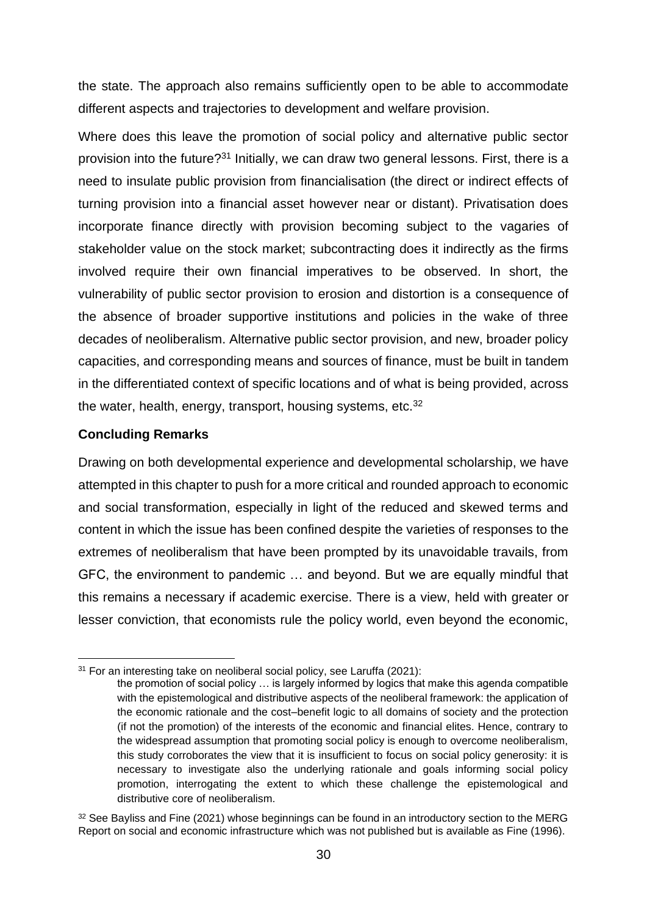the state. The approach also remains sufficiently open to be able to accommodate different aspects and trajectories to development and welfare provision.

Where does this leave the promotion of social policy and alternative public sector provision into the future?[31] Initially, we can draw two general lessons. First, there is a need to insulate public provision from financialisation (the direct or indirect effects of turning provision into a financial asset however near or distant). Privatisation does incorporate finance directly with provision becoming subject to the vagaries of stakeholder value on the stock market; subcontracting does it indirectly as the firms involved require their own financial imperatives to be observed. In short, the vulnerability of public sector provision to erosion and distortion is a consequence of the absence of broader supportive institutions and policies in the wake of three decades of neoliberalism. Alternative public sector provision, and new, broader policy capacities, and corresponding means and sources of finance, must be built in tandem in the differentiated context of specific locations and of what is being provided, across the water, health, energy, transport, housing systems, etc.[32]

**Concluding Remarks**

Drawing on both developmental experience and developmental scholarship, we have attempted in this chapter to push for a more critical and rounded approach to economic and social transformation, especially in light of the reduced and skewed terms and content in which the issue has been confined despite the varieties of responses to the extremes of neoliberalism that have been prompted by its unavoidable travails, from GFC, the environment to pandemic … and beyond. But we are equally mindful that this remains a necessary if academic exercise. There is a view, held with greater or lesser conviction, that economists rule the policy world, even beyond the economic,

---

[31] For an interesting take on neoliberal social policy, see Laruffa (2021):

> the promotion of social policy … is largely informed by logics that make this agenda compatible with the epistemological and distributive aspects of the neoliberal framework: the application of the economic rationale and the cost–benefit logic to all domains of society and the protection (if not the promotion) of the interests of the economic and financial elites. Hence, contrary to the widespread assumption that promoting social policy is enough to overcome neoliberalism, this study corroborates the view that it is insufficient to focus on social policy generosity: it is necessary to investigate also the underlying rationale and goals informing social policy promotion, interrogating the extent to which these challenge the epistemological and distributive core of neoliberalism.

[32] See Bayliss and Fine (2021) whose beginnings can be found in an introductory section to the MERG Report on social and economic infrastructure which was not published but is available as Fine (1996).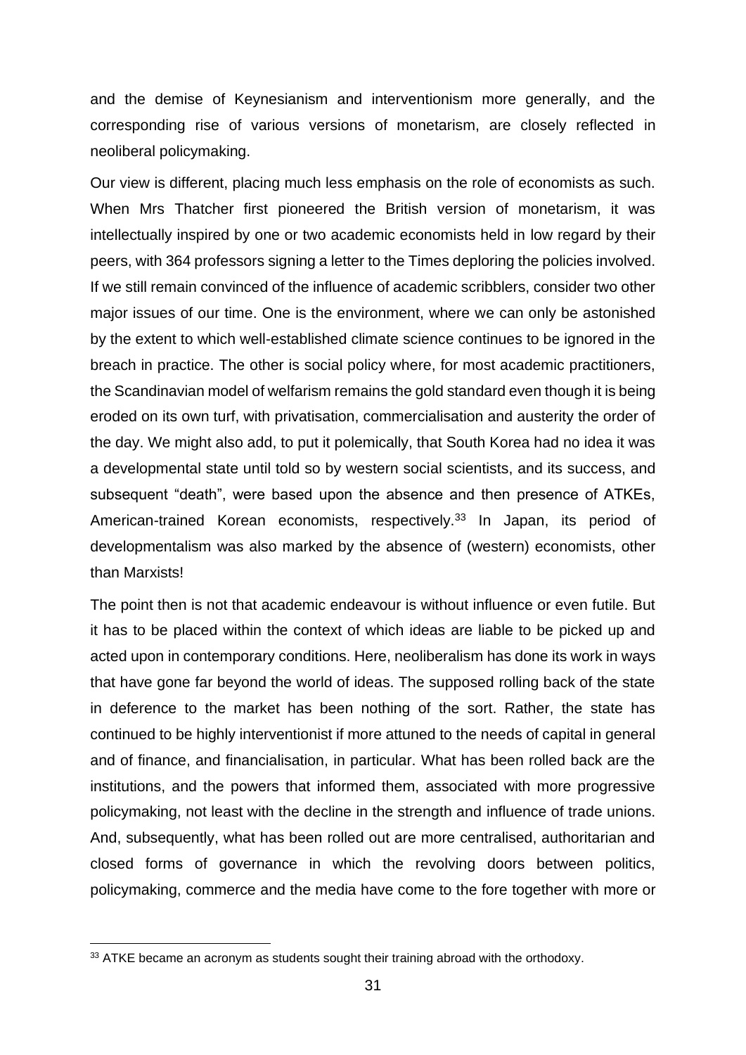and the demise of Keynesianism and interventionism more generally, and the corresponding rise of various versions of monetarism, are closely reflected in neoliberal policymaking.

Our view is different, placing much less emphasis on the role of economists as such. When Mrs Thatcher first pioneered the British version of monetarism, it was intellectually inspired by one or two academic economists held in low regard by their peers, with 364 professors signing a letter to the Times deploring the policies involved. If we still remain convinced of the influence of academic scribblers, consider two other major issues of our time. One is the environment, where we can only be astonished by the extent to which well-established climate science continues to be ignored in the breach in practice. The other is social policy where, for most academic practitioners, the Scandinavian model of welfarism remains the gold standard even though it is being eroded on its own turf, with privatisation, commercialisation and austerity the order of the day. We might also add, to put it polemically, that South Korea had no idea it was a developmental state until told so by western social scientists, and its success, and subsequent "death", were based upon the absence and then presence of ATKEs, American-trained Korean economists, respectively.[33] In Japan, its period of developmentalism was also marked by the absence of (western) economists, other than Marxists!

The point then is not that academic endeavour is without influence or even futile. But it has to be placed within the context of which ideas are liable to be picked up and acted upon in contemporary conditions. Here, neoliberalism has done its work in ways that have gone far beyond the world of ideas. The supposed rolling back of the state in deference to the market has been nothing of the sort. Rather, the state has continued to be highly interventionist if more attuned to the needs of capital in general and of finance, and financialisation, in particular. What has been rolled back are the institutions, and the powers that informed them, associated with more progressive policymaking, not least with the decline in the strength and influence of trade unions. And, subsequently, what has been rolled out are more centralised, authoritarian and closed forms of governance in which the revolving doors between politics, policymaking, commerce and the media have come to the fore together with more or

[33] ATKE became an acronym as students sought their training abroad with the orthodoxy.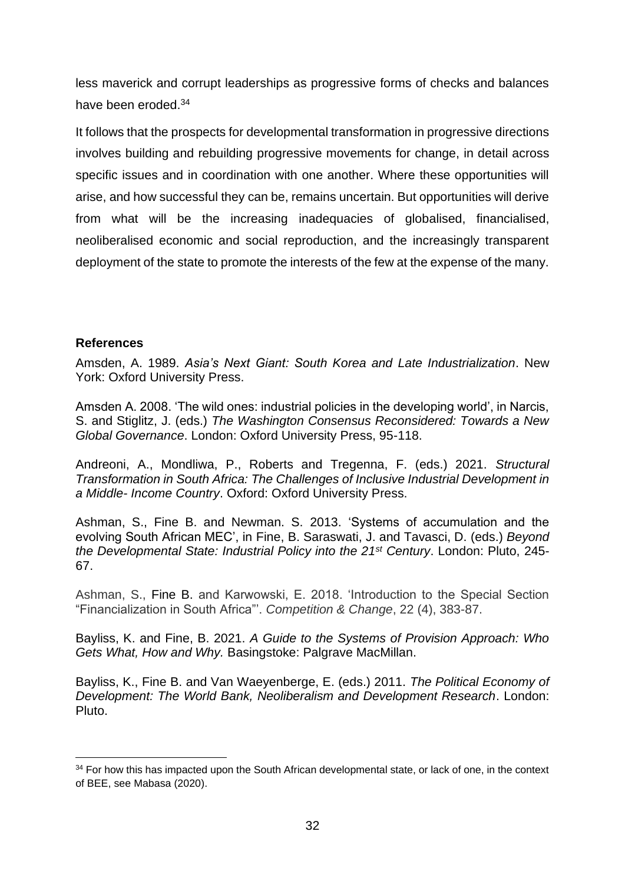less maverick and corrupt leaderships as progressive forms of checks and balances have been eroded.[34]

It follows that the prospects for developmental transformation in progressive directions involves building and rebuilding progressive movements for change, in detail across specific issues and in coordination with one another. Where these opportunities will arise, and how successful they can be, remains uncertain. But opportunities will derive from what will be the increasing inadequacies of globalised, financialised, neoliberalised economic and social reproduction, and the increasingly transparent deployment of the state to promote the interests of the few at the expense of the many.

### References

Amsden, A. 1989. *Asia's Next Giant: South Korea and Late Industrialization*. New York: Oxford University Press.

Amsden A. 2008. 'The wild ones: industrial policies in the developing world', in Narcis, S. and Stiglitz, J. (eds.) *The Washington Consensus Reconsidered: Towards a New Global Governance*. London: Oxford University Press, 95-118.

Andreoni, A., Mondliwa, P., Roberts and Tregenna, F. (eds.) 2021. *Structural Transformation in South Africa: The Challenges of Inclusive Industrial Development in a Middle- Income Country*. Oxford: Oxford University Press.

Ashman, S., Fine B. and Newman. S. 2013. 'Systems of accumulation and the evolving South African MEC', in Fine, B. Saraswati, J. and Tavasci, D. (eds.) *Beyond the Developmental State: Industrial Policy into the 21st Century*. London: Pluto, 245-67.

Ashman, S., Fine B. and Karwowski, E. 2018. 'Introduction to the Special Section "Financialization in South Africa"'. *Competition & Change*, 22 (4), 383-87.

Bayliss, K. and Fine, B. 2021. *A Guide to the Systems of Provision Approach: Who Gets What, How and Why.* Basingstoke: Palgrave MacMillan.

Bayliss, K., Fine B. and Van Waeyenberge, E. (eds.) 2011. *The Political Economy of Development: The World Bank, Neoliberalism and Development Research*. London: Pluto.

[34] For how this has impacted upon the South African developmental state, or lack of one, in the context of BEE, see Mabasa (2020).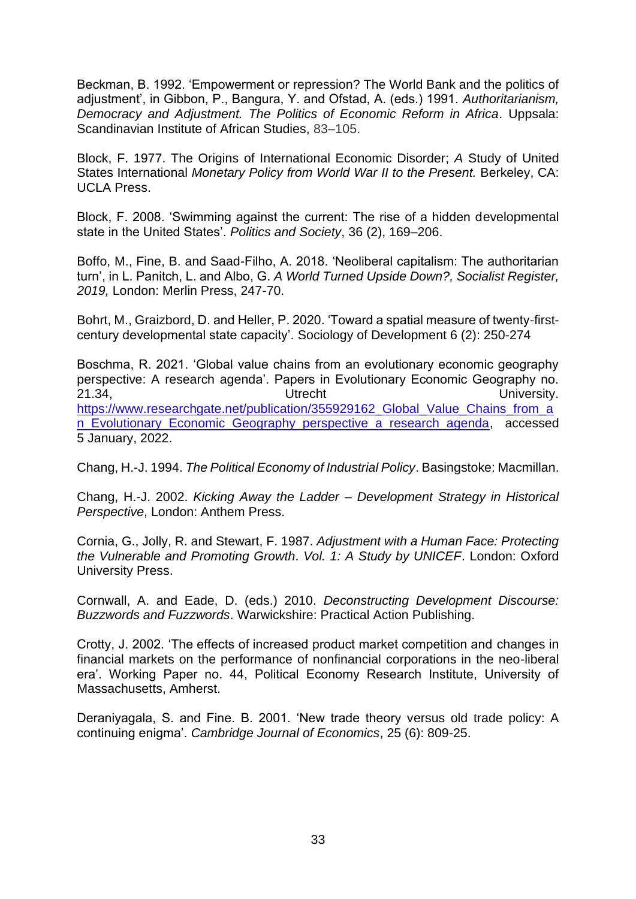Beckman, B. 1992. 'Empowerment or repression? The World Bank and the politics of adjustment', in Gibbon, P., Bangura, Y. and Ofstad, A. (eds.) 1991. *Authoritarianism, Democracy and Adjustment. The Politics of Economic Reform in Africa*. Uppsala: Scandinavian Institute of African Studies, 83–105.

Block, F. 1977. The Origins of International Economic Disorder; *A* Study of United States International *Monetary Policy from World War II to the Present.* Berkeley, CA: UCLA Press.

Block, F. 2008. 'Swimming against the current: The rise of a hidden developmental state in the United States'. *Politics and Society*, 36 (2), 169–206.

Boffo, M., Fine, B. and Saad-Filho, A. 2018. 'Neoliberal capitalism: The authoritarian turn', in L. Panitch, L. and Albo, G. *A World Turned Upside Down?, Socialist Register, 2019,* London: Merlin Press, 247-70.

Bohrt, M., Graizbord, D. and Heller, P. 2020. 'Toward a spatial measure of twenty-first-century developmental state capacity'. Sociology of Development 6 (2): 250-274

Boschma, R. 2021. 'Global value chains from an evolutionary economic geography perspective: A research agenda'. Papers in Evolutionary Economic Geography no. 21.34, Utrecht University. https://www.researchgate.net/publication/355929162_Global_Value_Chains_from_an_Evolutionary_Economic_Geography_perspective_a_research_agenda, accessed 5 January, 2022.

Chang, H.-J. 1994. *The Political Economy of Industrial Policy*. Basingstoke: Macmillan.

Chang, H.-J. 2002. *Kicking Away the Ladder – Development Strategy in Historical Perspective*, London: Anthem Press.

Cornia, G., Jolly, R. and Stewart, F. 1987. *Adjustment with a Human Face: Protecting the Vulnerable and Promoting Growth*. *Vol. 1: A Study by UNICEF*. London: Oxford University Press.

Cornwall, A. and Eade, D. (eds.) 2010. *Deconstructing Development Discourse: Buzzwords and Fuzzwords*. Warwickshire: Practical Action Publishing.

Crotty, J. 2002. 'The effects of increased product market competition and changes in financial markets on the performance of nonfinancial corporations in the neo-liberal era'. Working Paper no. 44, Political Economy Research Institute, University of Massachusetts, Amherst.

Deraniyagala, S. and Fine. B. 2001. 'New trade theory versus old trade policy: A continuing enigma'. *Cambridge Journal of Economics*, 25 (6): 809-25.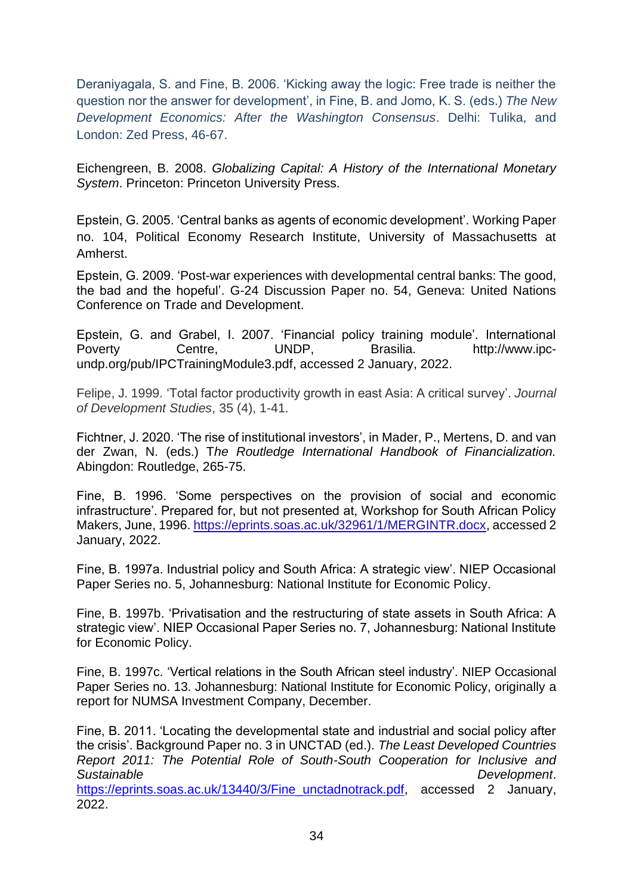Deraniyagala, S. and Fine, B. 2006. 'Kicking away the logic: Free trade is neither the question nor the answer for development', in Fine, B. and Jomo, K. S. (eds.) *The New Development Economics: After the Washington Consensus*. Delhi: Tulika, and London: Zed Press, 46-67.

Eichengreen, B. 2008. *Globalizing Capital: A History of the International Monetary System*. Princeton: Princeton University Press.

Epstein, G. 2005. 'Central banks as agents of economic development'. Working Paper no. 104, Political Economy Research Institute, University of Massachusetts at Amherst.

Epstein, G. 2009. 'Post-war experiences with developmental central banks: The good, the bad and the hopeful'. G-24 Discussion Paper no. 54, Geneva: United Nations Conference on Trade and Development.

Epstein, G. and Grabel, I. 2007. 'Financial policy training module'. International Poverty Centre, UNDP, Brasilia. http://www.ipc-undp.org/pub/IPCTrainingModule3.pdf, accessed 2 January, 2022.

Felipe, J. 1999. 'Total factor productivity growth in east Asia: A critical survey'. *Journal of Development Studies*, 35 (4), 1-41.

Fichtner, J. 2020. 'The rise of institutional investors', in Mader, P., Mertens, D. and van der Zwan, N. (eds.) T*he Routledge International Handbook of Financialization.* Abingdon: Routledge, 265-75.

Fine, B. 1996. 'Some perspectives on the provision of social and economic infrastructure'. Prepared for, but not presented at, Workshop for South African Policy Makers, June, 1996. https://eprints.soas.ac.uk/32961/1/MERGINTR.docx, accessed 2 January, 2022.

Fine, B. 1997a. Industrial policy and South Africa: A strategic view'. NIEP Occasional Paper Series no. 5, Johannesburg: National Institute for Economic Policy.

Fine, B. 1997b. 'Privatisation and the restructuring of state assets in South Africa: A strategic view'. NIEP Occasional Paper Series no. 7, Johannesburg: National Institute for Economic Policy.

Fine, B. 1997c. 'Vertical relations in the South African steel industry'. NIEP Occasional Paper Series no. 13. Johannesburg: National Institute for Economic Policy, originally a report for NUMSA Investment Company, December.

Fine, B. 2011. 'Locating the developmental state and industrial and social policy after the crisis'. Background Paper no. 3 in UNCTAD (ed.). *The Least Developed Countries Report 2011: The Potential Role of South-South Cooperation for Inclusive and Sustainable Development*. https://eprints.soas.ac.uk/13440/3/Fine_unctadnotrack.pdf, accessed 2 January, 2022.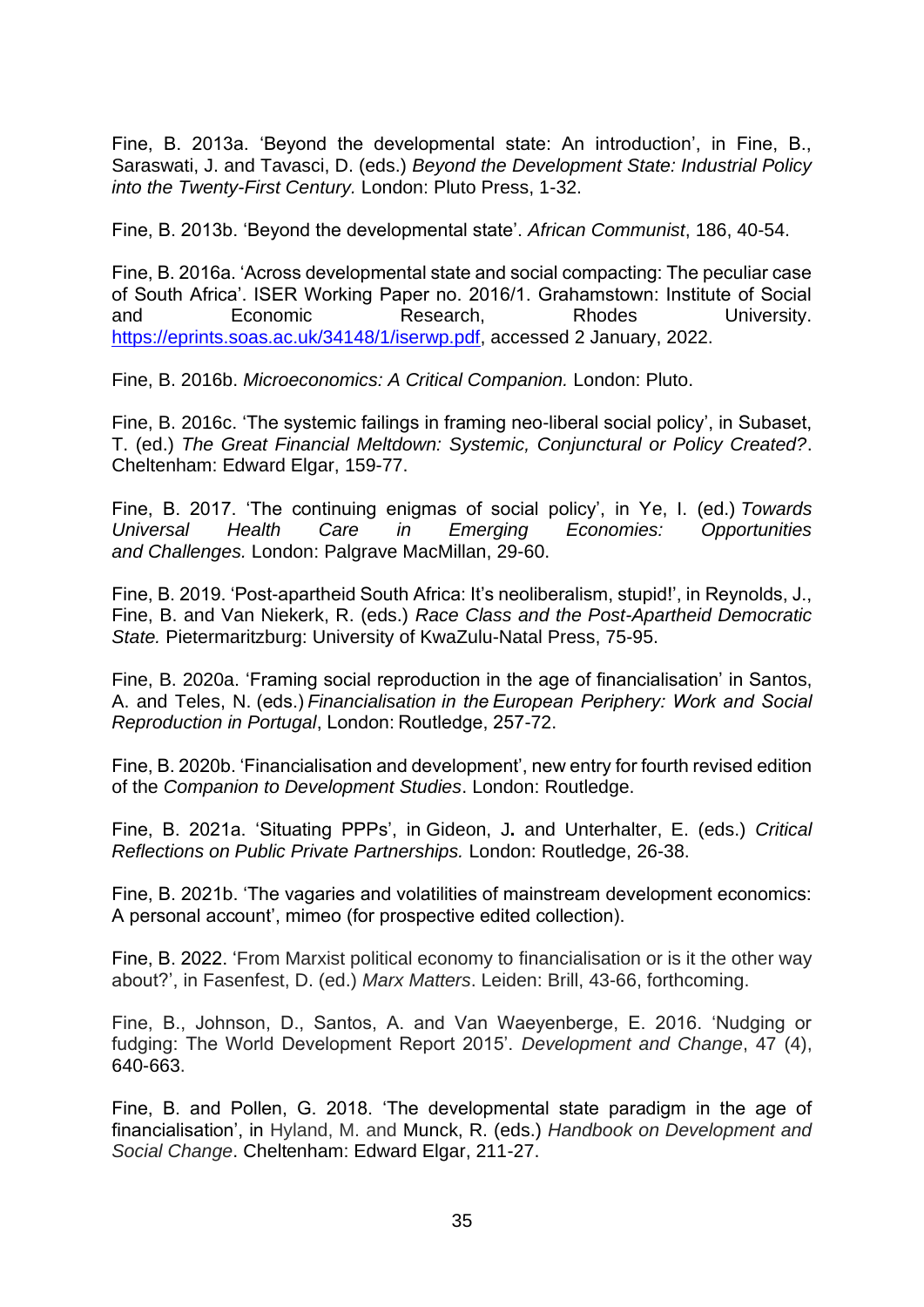Fine, B. 2013a. 'Beyond the developmental state: An introduction', in Fine, B., Saraswati, J. and Tavasci, D. (eds.) *Beyond the Development State: Industrial Policy into the Twenty-First Century.* London: Pluto Press, 1-32.

Fine, B. 2013b. 'Beyond the developmental state'. *African Communist*, 186, 40-54.

Fine, B. 2016a. 'Across developmental state and social compacting: The peculiar case of South Africa'. ISER Working Paper no. 2016/1. Grahamstown: Institute of Social and Economic Research, Rhodes University. https://eprints.soas.ac.uk/34148/1/iserwp.pdf, accessed 2 January, 2022.

Fine, B. 2016b. *Microeconomics: A Critical Companion.* London: Pluto.

Fine, B. 2016c. 'The systemic failings in framing neo-liberal social policy', in Subaset, T. (ed.) *The Great Financial Meltdown: Systemic, Conjunctural or Policy Created?*. Cheltenham: Edward Elgar, 159-77.

Fine, B. 2017. 'The continuing enigmas of social policy', in Ye, I. (ed.) *Towards Universal Health Care in Emerging Economies: Opportunities and Challenges.* London: Palgrave MacMillan, 29-60.

Fine, B. 2019. 'Post-apartheid South Africa: It's neoliberalism, stupid!', in Reynolds, J., Fine, B. and Van Niekerk, R. (eds.) *Race Class and the Post-Apartheid Democratic State.* Pietermaritzburg: University of KwaZulu-Natal Press, 75-95.

Fine, B. 2020a. 'Framing social reproduction in the age of financialisation' in Santos, A. and Teles, N. (eds.) *Financialisation in the European Periphery: Work and Social Reproduction in Portugal*, London: Routledge, 257-72.

Fine, B. 2020b. 'Financialisation and development', new entry for fourth revised edition of the *Companion to Development Studies*. London: Routledge.

Fine, B. 2021a. 'Situating PPPs', in Gideon, J**.** and Unterhalter, E. (eds.) *Critical Reflections on Public Private Partnerships.* London: Routledge, 26-38.

Fine, B. 2021b. 'The vagaries and volatilities of mainstream development economics: A personal account', mimeo (for prospective edited collection).

Fine, B. 2022. 'From Marxist political economy to financialisation or is it the other way about?', in Fasenfest, D. (ed.) *Marx Matters*. Leiden: Brill, 43-66, forthcoming.

Fine, B., Johnson, D., Santos, A. and Van Waeyenberge, E. 2016. 'Nudging or fudging: The World Development Report 2015'. *Development and Change*, 47 (4), 640-663.

Fine, B. and Pollen, G. 2018. 'The developmental state paradigm in the age of financialisation', in Hyland, M. and Munck, R. (eds.) *Handbook on Development and Social Change*. Cheltenham: Edward Elgar, 211-27.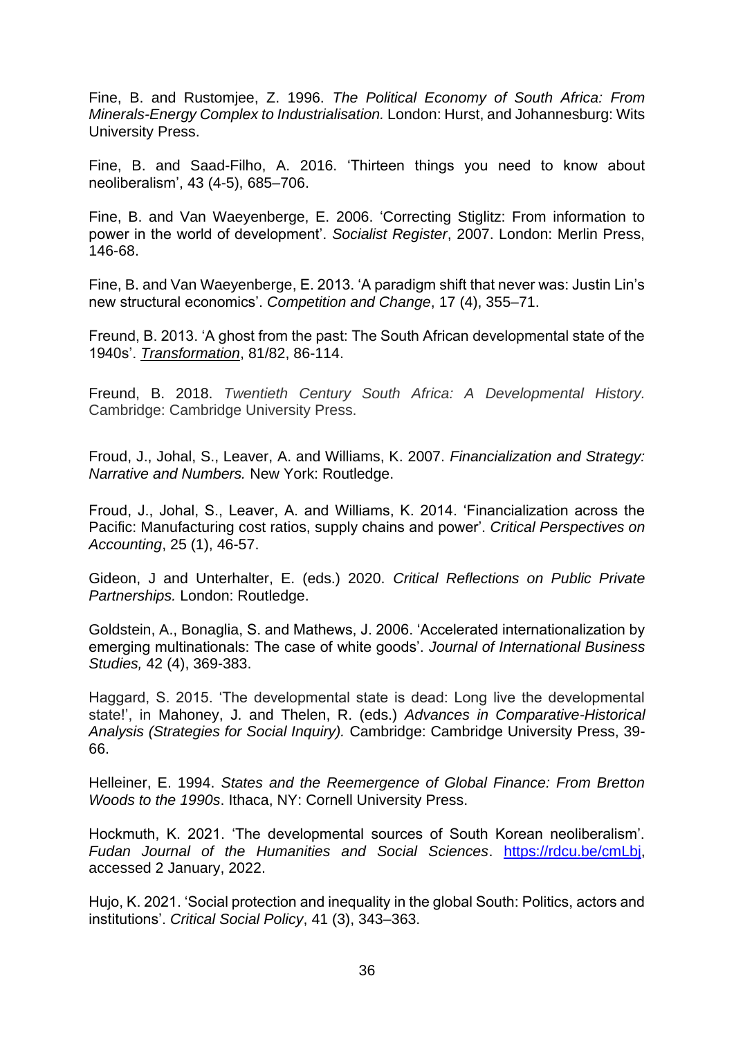Fine, B. and Rustomjee, Z. 1996. *The Political Economy of South Africa: From Minerals-Energy Complex to Industrialisation.* London: Hurst, and Johannesburg: Wits University Press.

Fine, B. and Saad-Filho, A. 2016. 'Thirteen things you need to know about neoliberalism', 43 (4-5), 685–706.

Fine, B. and Van Waeyenberge, E. 2006. 'Correcting Stiglitz: From information to power in the world of development'. *Socialist Register*, 2007. London: Merlin Press, 146-68.

Fine, B. and Van Waeyenberge, E. 2013. 'A paradigm shift that never was: Justin Lin's new structural economics'. *Competition and Change*, 17 (4), 355–71.

Freund, B. 2013. 'A ghost from the past: The South African developmental state of the 1940s'. *Transformation*, 81/82, 86-114.

Freund, B. 2018. *Twentieth Century South Africa: A Developmental History.* Cambridge: Cambridge University Press.

Froud, J., Johal, S., Leaver, A. and Williams, K. 2007. *Financialization and Strategy: Narrative and Numbers.* New York: Routledge.

Froud, J., Johal, S., Leaver, A. and Williams, K. 2014. 'Financialization across the Pacific: Manufacturing cost ratios, supply chains and power'. *Critical Perspectives on Accounting*, 25 (1), 46-57.

Gideon, J and Unterhalter, E. (eds.) 2020. *Critical Reflections on Public Private Partnerships.* London: Routledge.

Goldstein, A., Bonaglia, S. and Mathews, J. 2006. 'Accelerated internationalization by emerging multinationals: The case of white goods'. *Journal of International Business Studies,* 42 (4), 369-383.

Haggard, S. 2015. 'The developmental state is dead: Long live the developmental state!', in Mahoney, J. and Thelen, R. (eds.) *Advances in Comparative-Historical Analysis (Strategies for Social Inquiry).* Cambridge: Cambridge University Press, 39-66.

Helleiner, E. 1994. *States and the Reemergence of Global Finance: From Bretton Woods to the 1990s*. Ithaca, NY: Cornell University Press.

Hockmuth, K. 2021. 'The developmental sources of South Korean neoliberalism'. *Fudan Journal of the Humanities and Social Sciences*. https://rdcu.be/cmLbj, accessed 2 January, 2022.

Hujo, K. 2021. 'Social protection and inequality in the global South: Politics, actors and institutions'. *Critical Social Policy*, 41 (3), 343–363.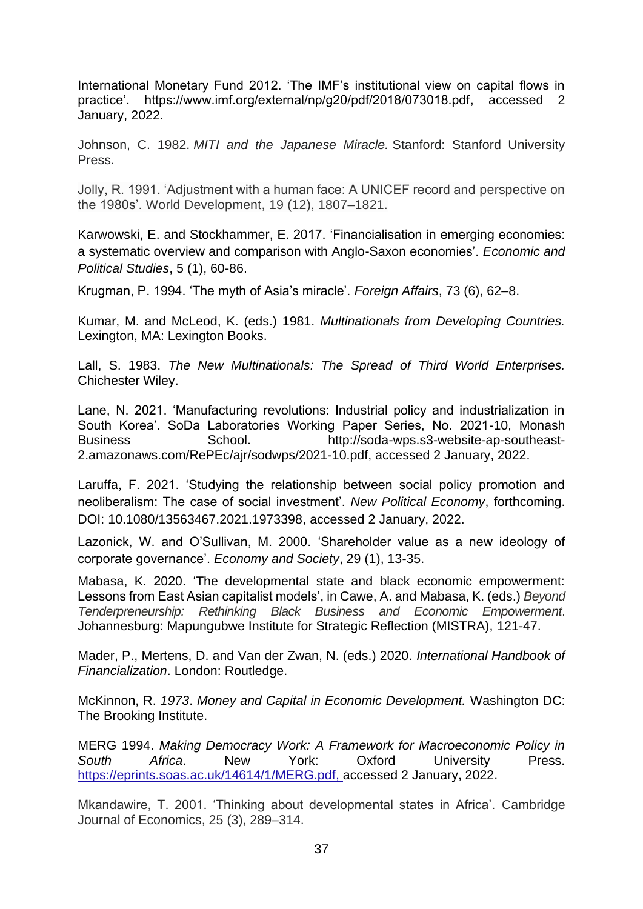International Monetary Fund 2012. 'The IMF's institutional view on capital flows in practice'. https://www.imf.org/external/np/g20/pdf/2018/073018.pdf, accessed 2 January, 2022.

Johnson, C. 1982. *MITI and the Japanese Miracle.* Stanford: Stanford University Press.

Jolly, R. 1991. 'Adjustment with a human face: A UNICEF record and perspective on the 1980s'. World Development, 19 (12), 1807–1821.

Karwowski, E. and Stockhammer, E. 2017. 'Financialisation in emerging economies: a systematic overview and comparison with Anglo-Saxon economies'. *Economic and Political Studies*, 5 (1), 60-86.

Krugman, P. 1994. 'The myth of Asia's miracle'. *Foreign Affairs*, 73 (6), 62–8.

Kumar, M. and McLeod, K. (eds.) 1981. *Multinationals from Developing Countries.* Lexington, MA: Lexington Books.

Lall, S. 1983. *The New Multinationals: The Spread of Third World Enterprises.* Chichester Wiley.

Lane, N. 2021. 'Manufacturing revolutions: Industrial policy and industrialization in South Korea'. SoDa Laboratories Working Paper Series, No. 2021-10, Monash Business School. http://soda-wps.s3-website-ap-southeast-2.amazonaws.com/RePEc/ajr/sodwps/2021-10.pdf, accessed 2 January, 2022.

Laruffa, F. 2021. 'Studying the relationship between social policy promotion and neoliberalism: The case of social investment'. *New Political Economy*, forthcoming. DOI: 10.1080/13563467.2021.1973398, accessed 2 January, 2022.

Lazonick, W. and O'Sullivan, M. 2000. 'Shareholder value as a new ideology of corporate governance'. *Economy and Society*, 29 (1), 13-35.

Mabasa, K. 2020. 'The developmental state and black economic empowerment: Lessons from East Asian capitalist models', in Cawe, A. and Mabasa, K. (eds.) *Beyond Tenderpreneurship: Rethinking Black Business and Economic Empowerment*. Johannesburg: Mapungubwe Institute for Strategic Reflection (MISTRA), 121-47.

Mader, P., Mertens, D. and Van der Zwan, N. (eds.) 2020. *International Handbook of Financialization*. London: Routledge.

McKinnon, R. *1973*. *Money and Capital in Economic Development.* Washington DC: The Brooking Institute.

MERG 1994. *Making Democracy Work: A Framework for Macroeconomic Policy in South Africa*. New York: Oxford University Press. https://eprints.soas.ac.uk/14614/1/MERG.pdf, accessed 2 January, 2022.

Mkandawire, T. 2001. 'Thinking about developmental states in Africa'. Cambridge Journal of Economics, 25 (3), 289–314.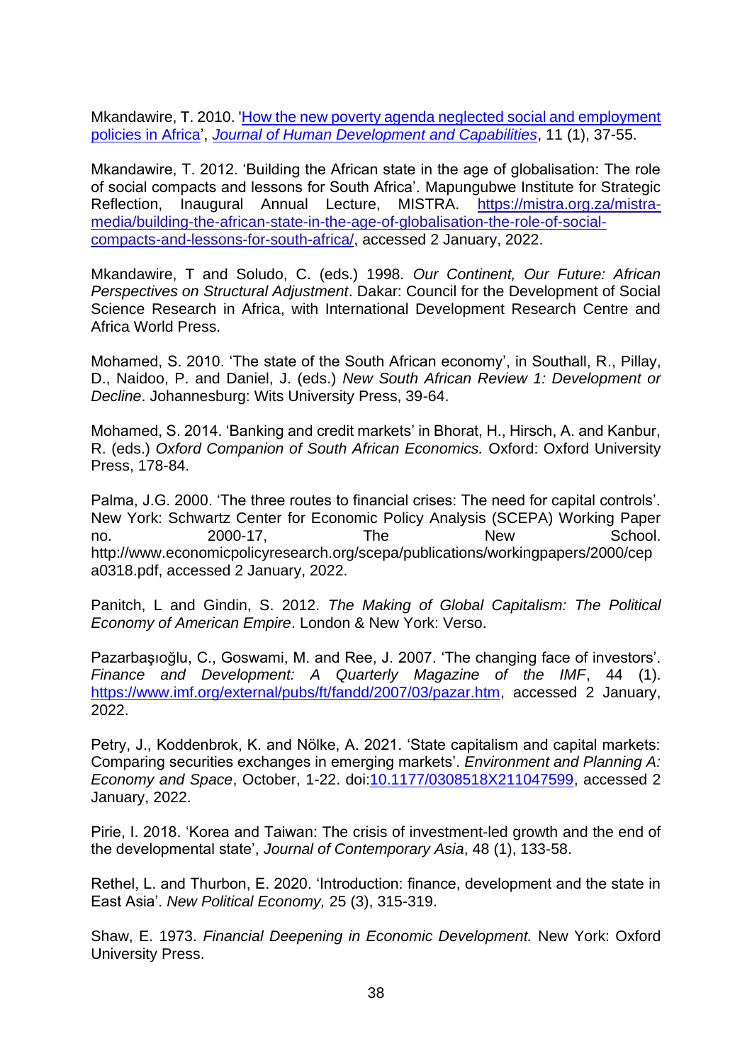Mkandawire, T. 2010. '[How the new poverty agenda neglected social and employment policies in Africa](#)', *Journal of Human Development and Capabilities*, 11 (1), 37-55.

Mkandawire, T. 2012. 'Building the African state in the age of globalisation: The role of social compacts and lessons for South Africa'. Mapungubwe Institute for Strategic Reflection, Inaugural Annual Lecture, MISTRA. https://mistra.org.za/mistra-media/building-the-african-state-in-the-age-of-globalisation-the-role-of-social-compacts-and-lessons-for-south-africa/, accessed 2 January, 2022.

Mkandawire, T and Soludo, C. (eds.) 1998. *Our Continent, Our Future: African Perspectives on Structural Adjustment*. Dakar: Council for the Development of Social Science Research in Africa, with International Development Research Centre and Africa World Press.

Mohamed, S. 2010. 'The state of the South African economy', in Southall, R., Pillay, D., Naidoo, P. and Daniel, J. (eds.) *New South African Review 1: Development or Decline*. Johannesburg: Wits University Press, 39-64.

Mohamed, S. 2014. 'Banking and credit markets' in Bhorat, H., Hirsch, A. and Kanbur, R. (eds.) *Oxford Companion of South African Economics.* Oxford: Oxford University Press, 178-84.

Palma, J.G. 2000. 'The three routes to financial crises: The need for capital controls'. New York: Schwartz Center for Economic Policy Analysis (SCEPA) Working Paper no. 2000-17, The New School. http://www.economicpolicyresearch.org/scepa/publications/workingpapers/2000/cepa0318.pdf, accessed 2 January, 2022.

Panitch, L and Gindin, S. 2012. *The Making of Global Capitalism: The Political Economy of American Empire*. London & New York: Verso.

Pazarbaşıoğlu, C., Goswami, M. and Ree, J. 2007. 'The changing face of investors'. *Finance and Development: A Quarterly Magazine of the IMF*, 44 (1). https://www.imf.org/external/pubs/ft/fandd/2007/03/pazar.htm, accessed 2 January, 2022.

Petry, J., Koddenbrok, K. and Nölke, A. 2021. 'State capitalism and capital markets: Comparing securities exchanges in emerging markets'. *Environment and Planning A: Economy and Space*, October, 1-22. doi:10.1177/0308518X211047599, accessed 2 January, 2022.

Pirie, I. 2018. 'Korea and Taiwan: The crisis of investment-led growth and the end of the developmental state', *Journal of Contemporary Asia*, 48 (1), 133-58.

Rethel, L. and Thurbon, E. 2020. 'Introduction: finance, development and the state in East Asia'. *New Political Economy,* 25 (3), 315-319.

Shaw, E. 1973. *Financial Deepening in Economic Development.* New York: Oxford University Press.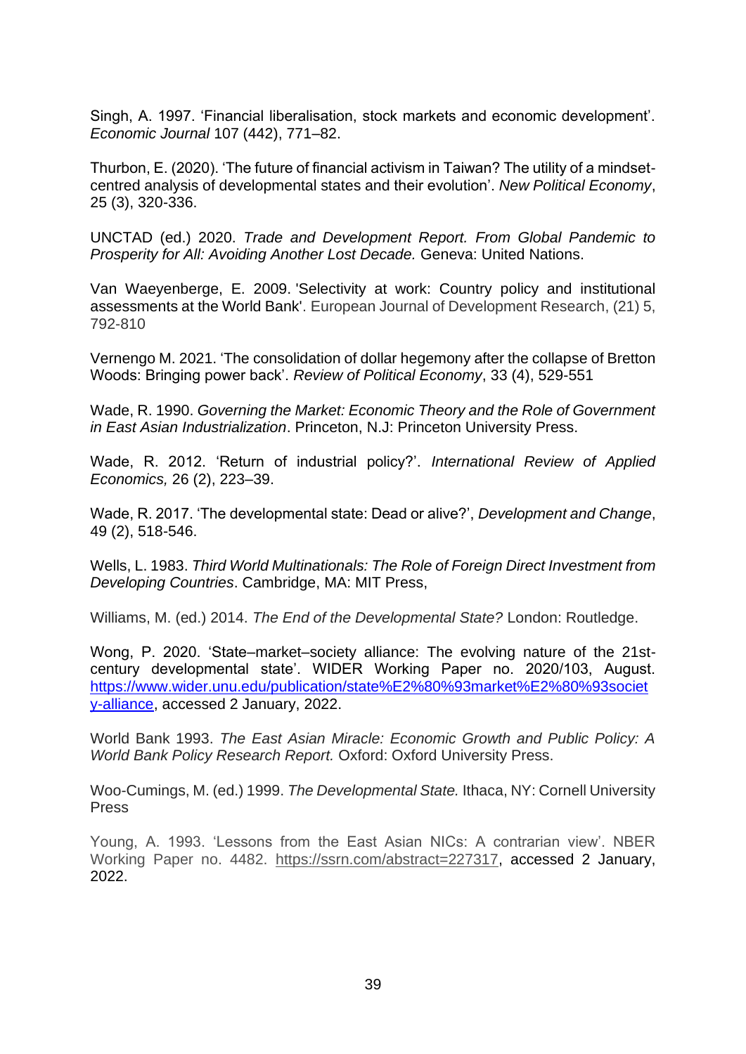Singh, A. 1997. ‘Financial liberalisation, stock markets and economic development’. *Economic Journal* 107 (442), 771–82.

Thurbon, E. (2020). ‘The future of financial activism in Taiwan? The utility of a mindset-centred analysis of developmental states and their evolution’. *New Political Economy*, 25 (3), 320-336.

UNCTAD (ed.) 2020. *Trade and Development Report. From Global Pandemic to Prosperity for All: Avoiding Another Lost Decade.* Geneva: United Nations.

Van Waeyenberge, E. 2009. 'Selectivity at work: Country policy and institutional assessments at the World Bank'. European Journal of Development Research, (21) 5, 792-810

Vernengo M. 2021. ‘The consolidation of dollar hegemony after the collapse of Bretton Woods: Bringing power back’. *Review of Political Economy*, 33 (4), 529-551

Wade, R. 1990. *Governing the Market: Economic Theory and the Role of Government in East Asian Industrialization*. Princeton, N.J: Princeton University Press.

Wade, R. 2012. ‘Return of industrial policy?’. *International Review of Applied Economics,* 26 (2), 223–39.

Wade, R. 2017. ‘The developmental state: Dead or alive?’, *Development and Change*, 49 (2), 518-546.

Wells, L. 1983. *Third World Multinationals: The Role of Foreign Direct Investment from Developing Countries*. Cambridge, MA: MIT Press,

Williams, M. (ed.) 2014. *The End of the Developmental State?* London: Routledge.

Wong, P. 2020. ‘State–market–society alliance: The evolving nature of the 21st-century developmental state’. WIDER Working Paper no. 2020/103, August. [https://www.wider.unu.edu/publication/state%E2%80%93market%E2%80%93society-alliance](https://www.wider.unu.edu/publication/state%E2%80%93market%E2%80%93society-alliance), accessed 2 January, 2022.

World Bank 1993. *The East Asian Miracle: Economic Growth and Public Policy: A World Bank Policy Research Report.* Oxford: Oxford University Press.

Woo-Cumings, M. (ed.) 1999. *The Developmental State.* Ithaca, NY: Cornell University Press

Young, A. 1993. ‘Lessons from the East Asian NICs: A contrarian view’. NBER Working Paper no. 4482. [https://ssrn.com/abstract=227317](https://ssrn.com/abstract=227317), accessed 2 January, 2022.